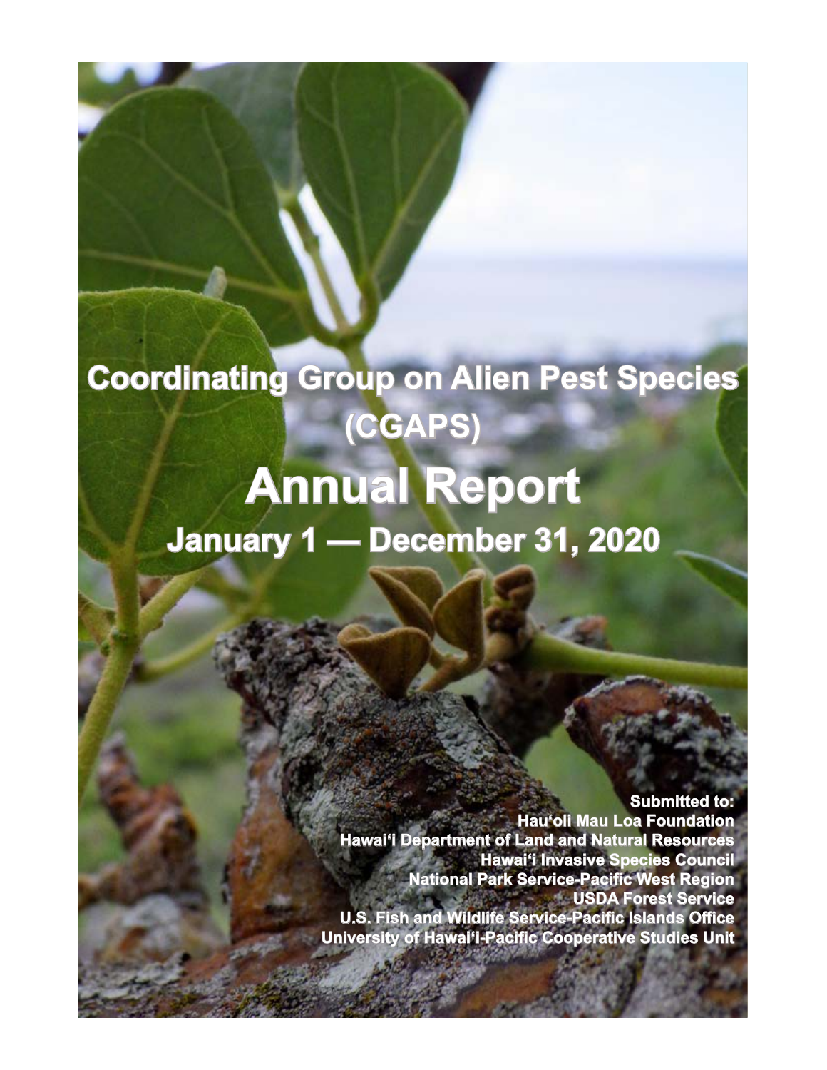# Coordinating Group on Alien Pest Species (CGAPS)

# Annual Report

## January 1 — December 31, 2020

**Submitted to:**
**Hauʻoli Mau Loa Foundation**
**Hawaiʻi Department of Land and Natural Resources**
**Hawaiʻi Invasive Species Council**
**National Park Service-Pacific West Region**
**USDA Forest Service**
**U.S. Fish and Wildlife Service-Pacific Islands Office**
**University of Hawaiʻi-Pacific Cooperative Studies Unit**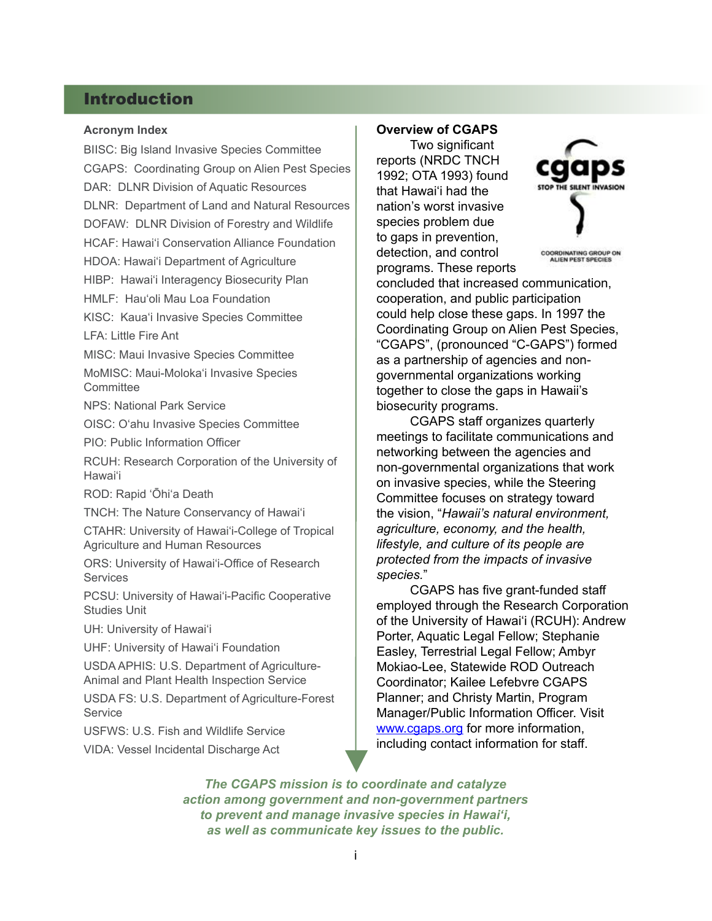# Introduction

## Acronym Index

BIISC: Big Island Invasive Species Committee
CGAPS: Coordinating Group on Alien Pest Species
DAR: DLNR Division of Aquatic Resources
DLNR: Department of Land and Natural Resources
DOFAW: DLNR Division of Forestry and Wildlife
HCAF: Hawai‘i Conservation Alliance Foundation
HDOA: Hawai‘i Department of Agriculture
HIBP: Hawai‘i Interagency Biosecurity Plan
HMLF: Hau‘oli Mau Loa Foundation
KISC: Kaua‘i Invasive Species Committee
LFA: Little Fire Ant
MISC: Maui Invasive Species Committee
MoMISC: Maui-Moloka‘i Invasive Species Committee
NPS: National Park Service
OISC: O‘ahu Invasive Species Committee
PIO: Public Information Officer
RCUH: Research Corporation of the University of Hawai‘i
ROD: Rapid ‘Ōhi‘a Death
TNCH: The Nature Conservancy of Hawai‘i
CTAHR: University of Hawai‘i-College of Tropical Agriculture and Human Resources
ORS: University of Hawai‘i-Office of Research Services
PCSU: University of Hawai‘i-Pacific Cooperative Studies Unit
UH: University of Hawai‘i
UHF: University of Hawai‘i Foundation
USDA APHIS: U.S. Department of Agriculture-Animal and Plant Health Inspection Service
USDA FS: U.S. Department of Agriculture-Forest Service
USFWS: U.S. Fish and Wildlife Service
VIDA: Vessel Incidental Discharge Act

## Overview of CGAPS

cgaps
STOP THE SILENT INVASION
COORDINATING GROUP ON ALIEN PEST SPECIES

Two significant reports (NRDC TNCH 1992; OTA 1993) found that Hawai‘i had the nation’s worst invasive species problem due to gaps in prevention, detection, and control programs. These reports concluded that increased communication, cooperation, and public participation could help close these gaps. In 1997 the Coordinating Group on Alien Pest Species, “CGAPS”, (pronounced “C-GAPS”) formed as a partnership of agencies and non-governmental organizations working together to close the gaps in Hawaii’s biosecurity programs.

CGAPS staff organizes quarterly meetings to facilitate communications and networking between the agencies and non-governmental organizations that work on invasive species, while the Steering Committee focuses on strategy toward the vision, “*Hawaii’s natural environment, agriculture, economy, and the health, lifestyle, and culture of its people are protected from the impacts of invasive species.*”

CGAPS has five grant-funded staff employed through the Research Corporation of the University of Hawai‘i (RCUH): Andrew Porter, Aquatic Legal Fellow; Stephanie Easley, Terrestrial Legal Fellow; Ambyr Mokiao-Lee, Statewide ROD Outreach Coordinator; Kailee Lefebvre CGAPS Planner; and Christy Martin, Program Manager/Public Information Officer. Visit www.cgaps.org for more information, including contact information for staff.

***The CGAPS mission is to coordinate and catalyze action among government and non-government partners to prevent and manage invasive species in Hawai‘i, as well as communicate key issues to the public.***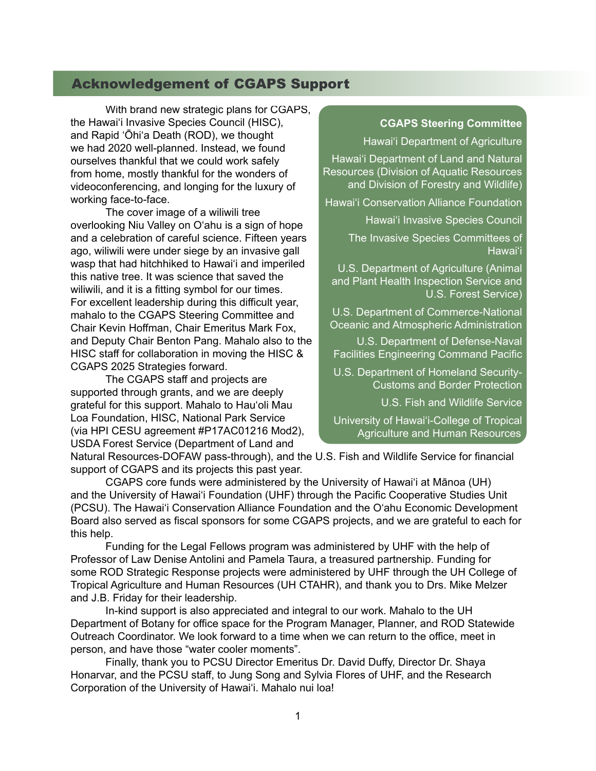## Acknowledgement of CGAPS Support

With brand new strategic plans for CGAPS, the Hawai'i Invasive Species Council (HISC), and Rapid 'Ōhi'a Death (ROD), we thought we had 2020 well-planned. Instead, we found ourselves thankful that we could work safely from home, mostly thankful for the wonders of videoconferencing, and longing for the luxury of working face-to-face.

The cover image of a wiliwili tree overlooking Niu Valley on O'ahu is a sign of hope and a celebration of careful science. Fifteen years ago, wiliwili were under siege by an invasive gall wasp that had hitchhiked to Hawai'i and imperiled this native tree. It was science that saved the wiliwili, and it is a fitting symbol for our times. For excellent leadership during this difficult year, mahalo to the CGAPS Steering Committee and Chair Kevin Hoffman, Chair Emeritus Mark Fox, and Deputy Chair Benton Pang. Mahalo also to the HISC staff for collaboration in moving the HISC & CGAPS 2025 Strategies forward.

The CGAPS staff and projects are supported through grants, and we are deeply grateful for this support. Mahalo to Hau'oli Mau Loa Foundation, HISC, National Park Service (via HPI CESU agreement #P17AC01216 Mod2), USDA Forest Service (Department of Land and Natural Resources-DOFAW pass-through), and the U.S. Fish and Wildlife Service for financial support of CGAPS and its projects this past year.

CGAPS core funds were administered by the University of Hawai'i at Mānoa (UH) and the University of Hawai'i Foundation (UHF) through the Pacific Cooperative Studies Unit (PCSU). The Hawai'i Conservation Alliance Foundation and the O'ahu Economic Development Board also served as fiscal sponsors for some CGAPS projects, and we are grateful to each for this help.

Funding for the Legal Fellows program was administered by UHF with the help of Professor of Law Denise Antolini and Pamela Taura, a treasured partnership. Funding for some ROD Strategic Response projects were administered by UHF through the UH College of Tropical Agriculture and Human Resources (UH CTAHR), and thank you to Drs. Mike Melzer and J.B. Friday for their leadership.

In-kind support is also appreciated and integral to our work. Mahalo to the UH Department of Botany for office space for the Program Manager, Planner, and ROD Statewide Outreach Coordinator. We look forward to a time when we can return to the office, meet in person, and have those "water cooler moments".

Finally, thank you to PCSU Director Emeritus Dr. David Duffy, Director Dr. Shaya Honarvar, and the PCSU staff, to Jung Song and Sylvia Flores of UHF, and the Research Corporation of the University of Hawai'i. Mahalo nui loa!

**CGAPS Steering Committee**

Hawai'i Department of Agriculture

Hawai'i Department of Land and Natural Resources (Division of Aquatic Resources and Division of Forestry and Wildlife)

Hawai'i Conservation Alliance Foundation

Hawai'i Invasive Species Council

The Invasive Species Committees of Hawai'i

U.S. Department of Agriculture (Animal and Plant Health Inspection Service and U.S. Forest Service)

U.S. Department of Commerce-National Oceanic and Atmospheric Administration

U.S. Department of Defense-Naval Facilities Engineering Command Pacific

U.S. Department of Homeland Security-Customs and Border Protection

U.S. Fish and Wildlife Service

University of Hawai'i-College of Tropical Agriculture and Human Resources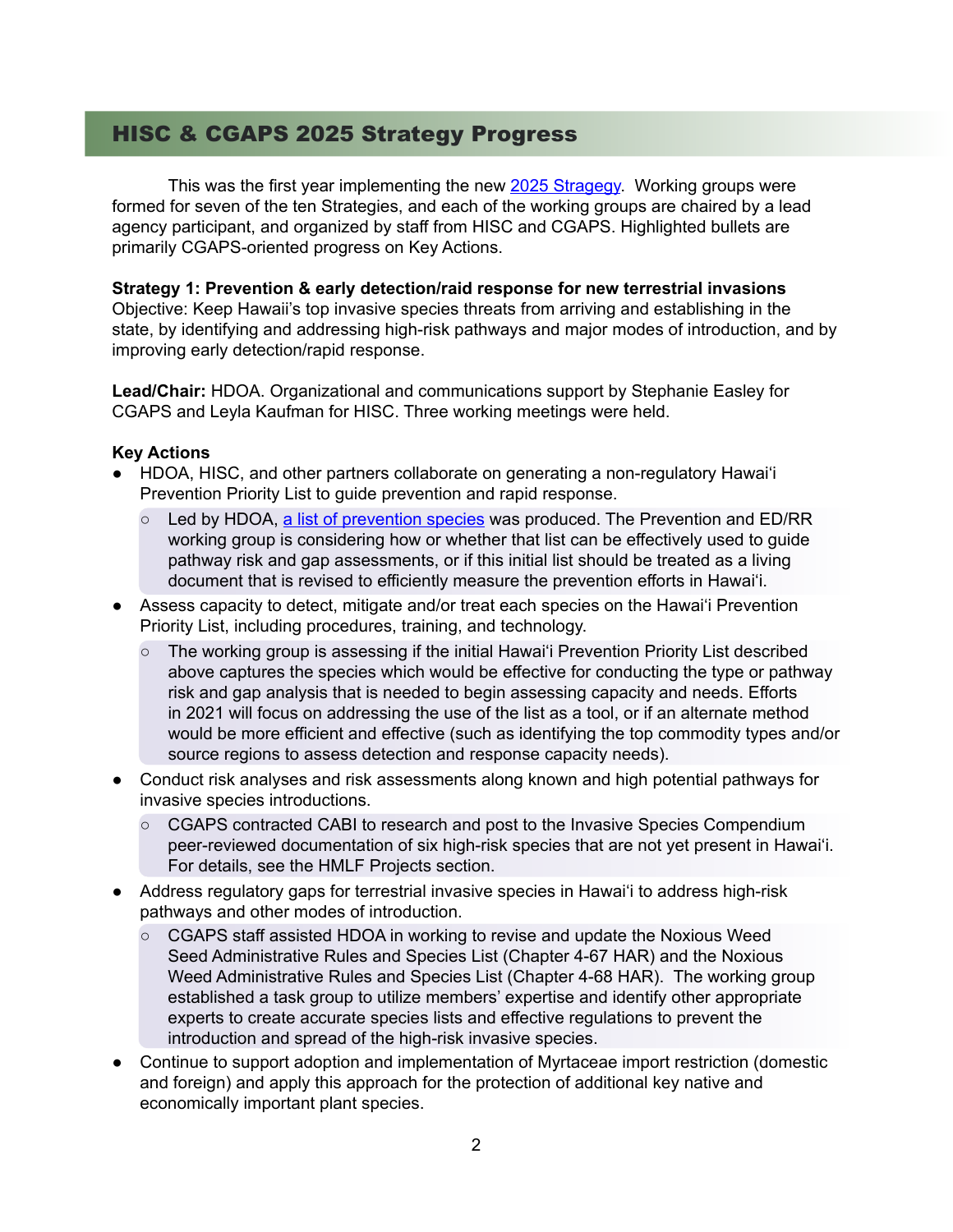## HISC & CGAPS 2025 Strategy Progress

This was the first year implementing the new [2025 Stragegy](). Working groups were formed for seven of the ten Strategies, and each of the working groups are chaired by a lead agency participant, and organized by staff from HISC and CGAPS. Highlighted bullets are primarily CGAPS-oriented progress on Key Actions.

**Strategy 1: Prevention & early detection/raid response for new terrestrial invasions**
Objective: Keep Hawaii's top invasive species threats from arriving and establishing in the state, by identifying and addressing high-risk pathways and major modes of introduction, and by improving early detection/rapid response.

**Lead/Chair:** HDOA. Organizational and communications support by Stephanie Easley for CGAPS and Leyla Kaufman for HISC. Three working meetings were held.

**Key Actions**

- HDOA, HISC, and other partners collaborate on generating a non-regulatory Hawai'i Prevention Priority List to guide prevention and rapid response.
  - Led by HDOA, [a list of prevention species]() was produced. The Prevention and ED/RR working group is considering how or whether that list can be effectively used to guide pathway risk and gap assessments, or if this initial list should be treated as a living document that is revised to efficiently measure the prevention efforts in Hawai'i.
- Assess capacity to detect, mitigate and/or treat each species on the Hawai'i Prevention Priority List, including procedures, training, and technology.
  - The working group is assessing if the initial Hawai'i Prevention Priority List described above captures the species which would be effective for conducting the type or pathway risk and gap analysis that is needed to begin assessing capacity and needs. Efforts in 2021 will focus on addressing the use of the list as a tool, or if an alternate method would be more efficient and effective (such as identifying the top commodity types and/or source regions to assess detection and response capacity needs).
- Conduct risk analyses and risk assessments along known and high potential pathways for invasive species introductions.
  - CGAPS contracted CABI to research and post to the Invasive Species Compendium peer-reviewed documentation of six high-risk species that are not yet present in Hawai'i. For details, see the HMLF Projects section.
- Address regulatory gaps for terrestrial invasive species in Hawai'i to address high-risk pathways and other modes of introduction.
  - CGAPS staff assisted HDOA in working to revise and update the Noxious Weed Seed Administrative Rules and Species List (Chapter 4-67 HAR) and the Noxious Weed Administrative Rules and Species List (Chapter 4-68 HAR). The working group established a task group to utilize members' expertise and identify other appropriate experts to create accurate species lists and effective regulations to prevent the introduction and spread of the high-risk invasive species.
- Continue to support adoption and implementation of Myrtaceae import restriction (domestic and foreign) and apply this approach for the protection of additional key native and economically important plant species.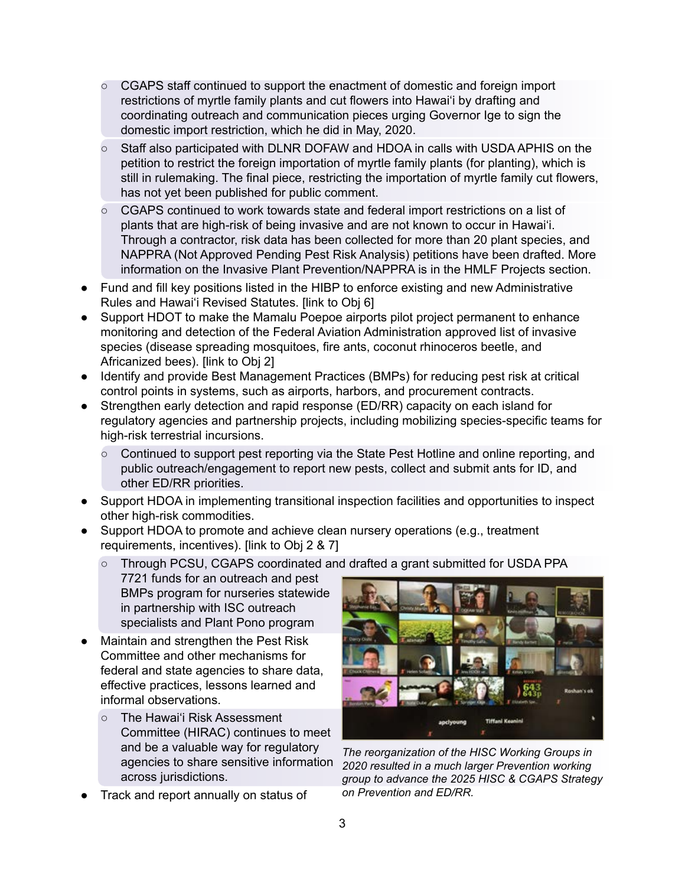- CGAPS staff continued to support the enactment of domestic and foreign import restrictions of myrtle family plants and cut flowers into Hawaiʻi by drafting and coordinating outreach and communication pieces urging Governor Ige to sign the domestic import restriction, which he did in May, 2020.
  - Staff also participated with DLNR DOFAW and HDOA in calls with USDA APHIS on the petition to restrict the foreign importation of myrtle family plants (for planting), which is still in rulemaking. The final piece, restricting the importation of myrtle family cut flowers, has not yet been published for public comment.
  - CGAPS continued to work towards state and federal import restrictions on a list of plants that are high-risk of being invasive and are not known to occur in Hawaiʻi. Through a contractor, risk data has been collected for more than 20 plant species, and NAPPRA (Not Approved Pending Pest Risk Analysis) petitions have been drafted. More information on the Invasive Plant Prevention/NAPPRA is in the HMLF Projects section.
- Fund and fill key positions listed in the HIBP to enforce existing and new Administrative Rules and Hawaiʻi Revised Statutes. [link to Obj 6]
- Support HDOT to make the Mamalu Poepoe airports pilot project permanent to enhance monitoring and detection of the Federal Aviation Administration approved list of invasive species (disease spreading mosquitoes, fire ants, coconut rhinoceros beetle, and Africanized bees). [link to Obj 2]
- Identify and provide Best Management Practices (BMPs) for reducing pest risk at critical control points in systems, such as airports, harbors, and procurement contracts.
- Strengthen early detection and rapid response (ED/RR) capacity on each island for regulatory agencies and partnership projects, including mobilizing species-specific teams for high-risk terrestrial incursions.
  - Continued to support pest reporting via the State Pest Hotline and online reporting, and public outreach/engagement to report new pests, collect and submit ants for ID, and other ED/RR priorities.
- Support HDOA in implementing transitional inspection facilities and opportunities to inspect other high-risk commodities.
- Support HDOA to promote and achieve clean nursery operations (e.g., treatment requirements, incentives). [link to Obj 2 & 7]
  - Through PCSU, CGAPS coordinated and drafted a grant submitted for USDA PPA 7721 funds for an outreach and pest BMPs program for nurseries statewide in partnership with ISC outreach specialists and Plant Pono program
- Maintain and strengthen the Pest Risk Committee and other mechanisms for federal and state agencies to share data, effective practices, lessons learned and informal observations.
  - The Hawaiʻi Risk Assessment Committee (HIRAC) continues to meet and be a valuable way for regulatory agencies to share sensitive information across jurisdictions.
- Track and report annually on status of

*The reorganization of the HISC Working Groups in 2020 resulted in a much larger Prevention working group to advance the 2025 HISC & CGAPS Strategy on Prevention and ED/RR.*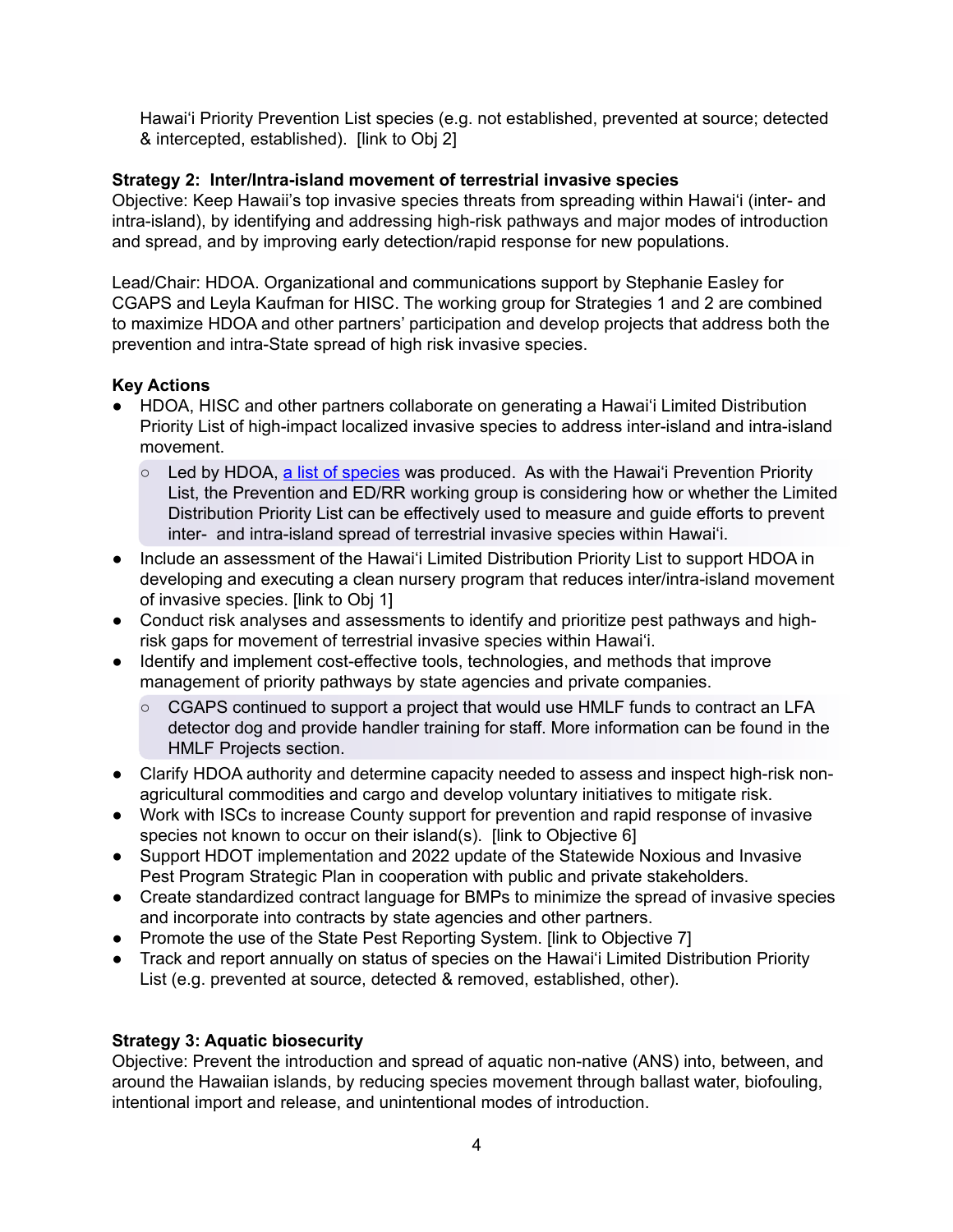Hawai'i Priority Prevention List species (e.g. not established, prevented at source; detected & intercepted, established). [link to Obj 2]

**Strategy 2: Inter/Intra-island movement of terrestrial invasive species**
Objective: Keep Hawaii's top invasive species threats from spreading within Hawai'i (inter- and intra-island), by identifying and addressing high-risk pathways and major modes of introduction and spread, and by improving early detection/rapid response for new populations.

Lead/Chair: HDOA. Organizational and communications support by Stephanie Easley for CGAPS and Leyla Kaufman for HISC. The working group for Strategies 1 and 2 are combined to maximize HDOA and other partners' participation and develop projects that address both the prevention and intra-State spread of high risk invasive species.

**Key Actions**

- HDOA, HISC and other partners collaborate on generating a Hawai'i Limited Distribution Priority List of high-impact localized invasive species to address inter-island and intra-island movement.
    - Led by HDOA, a list of species was produced. As with the Hawai'i Prevention Priority List, the Prevention and ED/RR working group is considering how or whether the Limited Distribution Priority List can be effectively used to measure and guide efforts to prevent inter- and intra-island spread of terrestrial invasive species within Hawai'i.
- Include an assessment of the Hawai'i Limited Distribution Priority List to support HDOA in developing and executing a clean nursery program that reduces inter/intra-island movement of invasive species. [link to Obj 1]
- Conduct risk analyses and assessments to identify and prioritize pest pathways and high-risk gaps for movement of terrestrial invasive species within Hawai'i.
- Identify and implement cost-effective tools, technologies, and methods that improve management of priority pathways by state agencies and private companies.
    - CGAPS continued to support a project that would use HMLF funds to contract an LFA detector dog and provide handler training for staff. More information can be found in the HMLF Projects section.
- Clarify HDOA authority and determine capacity needed to assess and inspect high-risk non-agricultural commodities and cargo and develop voluntary initiatives to mitigate risk.
- Work with ISCs to increase County support for prevention and rapid response of invasive species not known to occur on their island(s). [link to Objective 6]
- Support HDOT implementation and 2022 update of the Statewide Noxious and Invasive Pest Program Strategic Plan in cooperation with public and private stakeholders.
- Create standardized contract language for BMPs to minimize the spread of invasive species and incorporate into contracts by state agencies and other partners.
- Promote the use of the State Pest Reporting System. [link to Objective 7]
- Track and report annually on status of species on the Hawai'i Limited Distribution Priority List (e.g. prevented at source, detected & removed, established, other).

**Strategy 3: Aquatic biosecurity**
Objective: Prevent the introduction and spread of aquatic non-native (ANS) into, between, and around the Hawaiian islands, by reducing species movement through ballast water, biofouling, intentional import and release, and unintentional modes of introduction.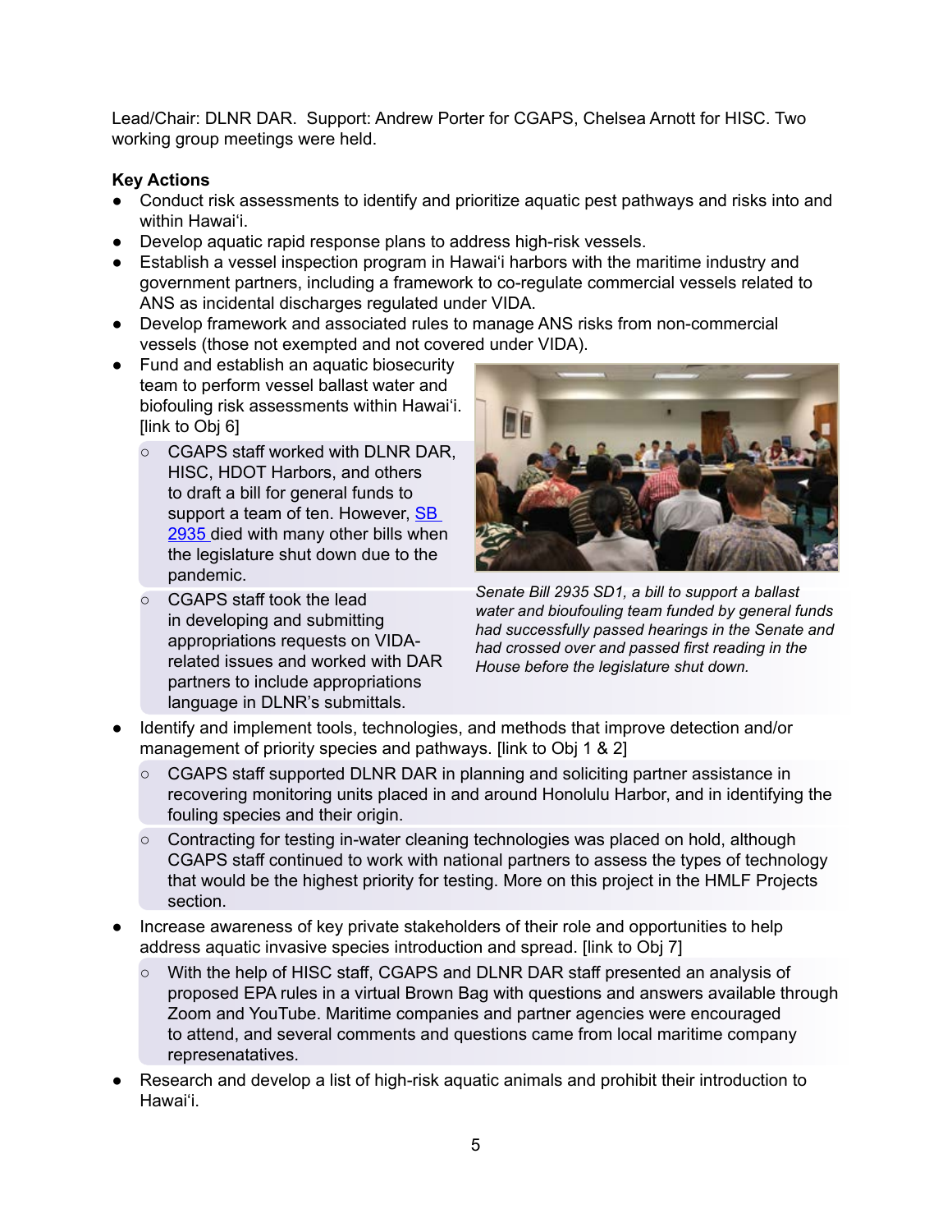Lead/Chair: DLNR DAR.  Support: Andrew Porter for CGAPS, Chelsea Arnott for HISC. Two working group meetings were held.

**Key Actions**

- Conduct risk assessments to identify and prioritize aquatic pest pathways and risks into and within Hawaiʻi.
- Develop aquatic rapid response plans to address high-risk vessels.
- Establish a vessel inspection program in Hawaiʻi harbors with the maritime industry and government partners, including a framework to co-regulate commercial vessels related to ANS as incidental discharges regulated under VIDA.
- Develop framework and associated rules to manage ANS risks from non-commercial vessels (those not exempted and not covered under VIDA).
- Fund and establish an aquatic biosecurity team to perform vessel ballast water and biofouling risk assessments within Hawaiʻi. [link to Obj 6]
    - CGAPS staff worked with DLNR DAR, HISC, HDOT Harbors, and others to draft a bill for general funds to support a team of ten. However, SB 2935 died with many other bills when the legislature shut down due to the pandemic.
    - CGAPS staff took the lead in developing and submitting appropriations requests on VIDA-related issues and worked with DAR partners to include appropriations language in DLNR's submittals.

*Senate Bill 2935 SD1, a bill to support a ballast water and bioufouling team funded by general funds had successfully passed hearings in the Senate and had crossed over and passed first reading in the House before the legislature shut down.*

- Identify and implement tools, technologies, and methods that improve detection and/or management of priority species and pathways. [link to Obj 1 & 2]
    - CGAPS staff supported DLNR DAR in planning and soliciting partner assistance in recovering monitoring units placed in and around Honolulu Harbor, and in identifying the fouling species and their origin.
    - Contracting for testing in-water cleaning technologies was placed on hold, although CGAPS staff continued to work with national partners to assess the types of technology that would be the highest priority for testing. More on this project in the HMLF Projects section.
- Increase awareness of key private stakeholders of their role and opportunities to help address aquatic invasive species introduction and spread. [link to Obj 7]
    - With the help of HISC staff, CGAPS and DLNR DAR staff presented an analysis of proposed EPA rules in a virtual Brown Bag with questions and answers available through Zoom and YouTube. Maritime companies and partner agencies were encouraged to attend, and several comments and questions came from local maritime company represenatatives.
- Research and develop a list of high-risk aquatic animals and prohibit their introduction to Hawaiʻi.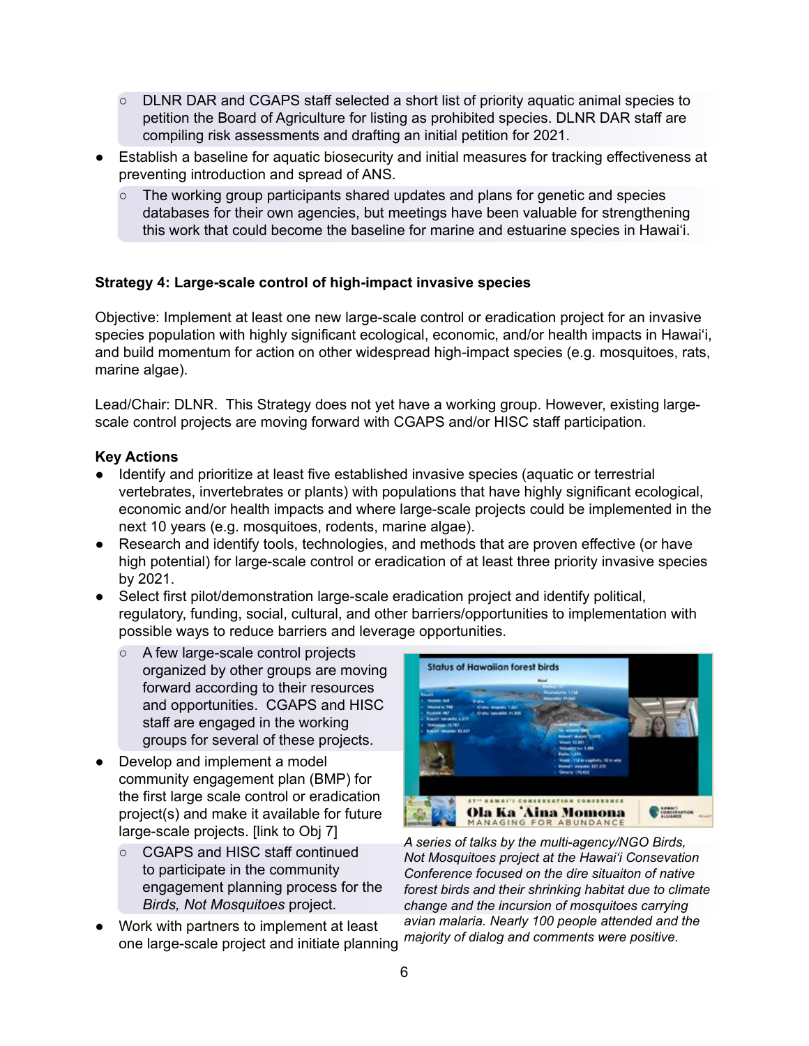- DLNR DAR and CGAPS staff selected a short list of priority aquatic animal species to petition the Board of Agriculture for listing as prohibited species. DLNR DAR staff are compiling risk assessments and drafting an initial petition for 2021.

- Establish a baseline for aquatic biosecurity and initial measures for tracking effectiveness at preventing introduction and spread of ANS.
  - The working group participants shared updates and plans for genetic and species databases for their own agencies, but meetings have been valuable for strengthening this work that could become the baseline for marine and estuarine species in Hawaiʻi.

**Strategy 4: Large-scale control of high-impact invasive species**

Objective: Implement at least one new large-scale control or eradication project for an invasive species population with highly significant ecological, economic, and/or health impacts in Hawaiʻi, and build momentum for action on other widespread high-impact species (e.g. mosquitoes, rats, marine algae).

Lead/Chair: DLNR. This Strategy does not yet have a working group. However, existing large-scale control projects are moving forward with CGAPS and/or HISC staff participation.

**Key Actions**

- Identify and prioritize at least five established invasive species (aquatic or terrestrial vertebrates, invertebrates or plants) with populations that have highly significant ecological, economic and/or health impacts and where large-scale projects could be implemented in the next 10 years (e.g. mosquitoes, rodents, marine algae).
- Research and identify tools, technologies, and methods that are proven effective (or have high potential) for large-scale control or eradication of at least three priority invasive species by 2021.
- Select first pilot/demonstration large-scale eradication project and identify political, regulatory, funding, social, cultural, and other barriers/opportunities to implementation with possible ways to reduce barriers and leverage opportunities.
  - A few large-scale control projects organized by other groups are moving forward according to their resources and opportunities. CGAPS and HISC staff are engaged in the working groups for several of these projects.
- Develop and implement a model community engagement plan (BMP) for the first large scale control or eradication project(s) and make it available for future large-scale projects. [link to Obj 7]
  - CGAPS and HISC staff continued to participate in the community engagement planning process for the *Birds, Not Mosquitoes* project.
- Work with partners to implement at least one large-scale project and initiate planning

*A series of talks by the multi-agency/NGO Birds, Not Mosquitoes project at the Hawaiʻi Consevation Conference focused on the dire situaiton of native forest birds and their shrinking habitat due to climate change and the incursion of mosquitoes carrying avian malaria. Nearly 100 people attended and the majority of dialog and comments were positive.*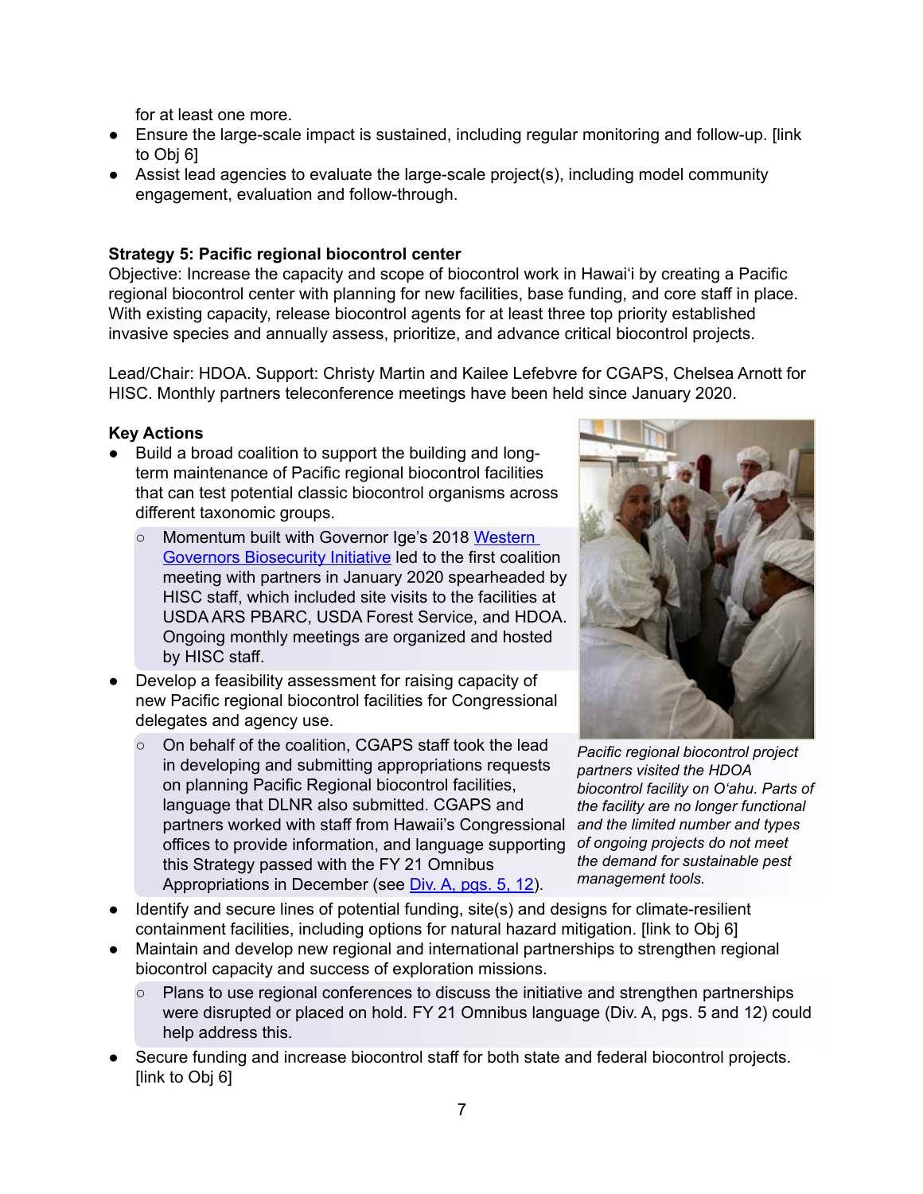for at least one more.

- Ensure the large-scale impact is sustained, including regular monitoring and follow-up. [link to Obj 6]
- Assist lead agencies to evaluate the large-scale project(s), including model community engagement, evaluation and follow-through.

**Strategy 5: Pacific regional biocontrol center**

Objective: Increase the capacity and scope of biocontrol work in Hawaiʻi by creating a Pacific regional biocontrol center with planning for new facilities, base funding, and core staff in place. With existing capacity, release biocontrol agents for at least three top priority established invasive species and annually assess, prioritize, and advance critical biocontrol projects.

Lead/Chair: HDOA. Support: Christy Martin and Kailee Lefebvre for CGAPS, Chelsea Arnott for HISC. Monthly partners teleconference meetings have been held since January 2020.

**Key Actions**

- Build a broad coalition to support the building and long-term maintenance of Pacific regional biocontrol facilities that can test potential classic biocontrol organisms across different taxonomic groups.
  - Momentum built with Governor Ige's 2018 [Western Governors Biosecurity Initiative]() led to the first coalition meeting with partners in January 2020 spearheaded by HISC staff, which included site visits to the facilities at USDA ARS PBARC, USDA Forest Service, and HDOA. Ongoing monthly meetings are organized and hosted by HISC staff.
- Develop a feasibility assessment for raising capacity of new Pacific regional biocontrol facilities for Congressional delegates and agency use.
  - On behalf of the coalition, CGAPS staff took the lead in developing and submitting appropriations requests on planning Pacific Regional biocontrol facilities, language that DLNR also submitted. CGAPS and partners worked with staff from Hawaii's Congressional offices to provide information, and language supporting this Strategy passed with the FY 21 Omnibus Appropriations in December (see [Div. A, pgs. 5, 12]()).

*Pacific regional biocontrol project partners visited the HDOA biocontrol facility on Oʻahu. Parts of the facility are no longer functional and the limited number and types of ongoing projects do not meet the demand for sustainable pest management tools.*

- Identify and secure lines of potential funding, site(s) and designs for climate-resilient containment facilities, including options for natural hazard mitigation. [link to Obj 6]
- Maintain and develop new regional and international partnerships to strengthen regional biocontrol capacity and success of exploration missions.
  - Plans to use regional conferences to discuss the initiative and strengthen partnerships were disrupted or placed on hold. FY 21 Omnibus language (Div. A, pgs. 5 and 12) could help address this.
- Secure funding and increase biocontrol staff for both state and federal biocontrol projects. [link to Obj 6]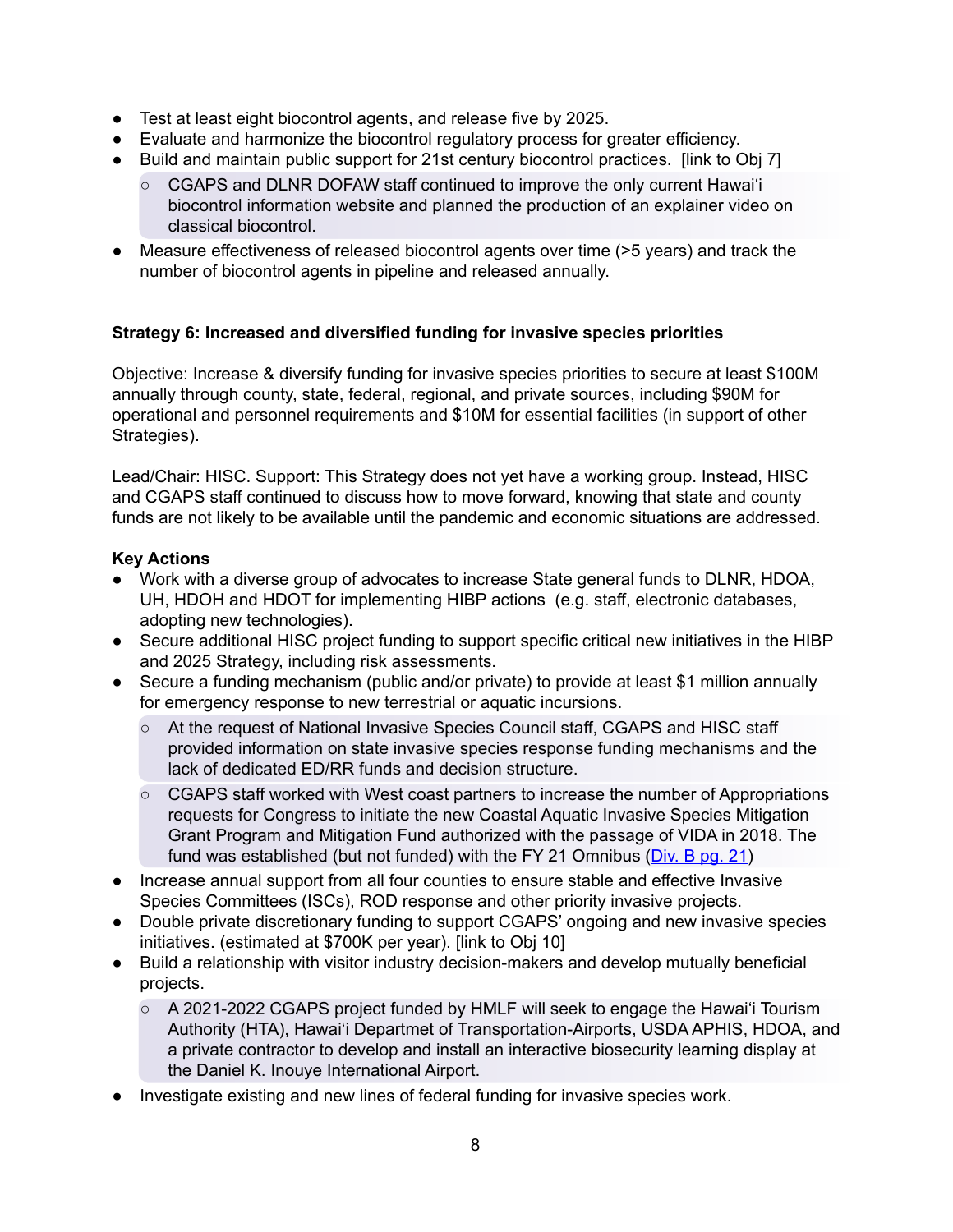- Test at least eight biocontrol agents, and release five by 2025.
- Evaluate and harmonize the biocontrol regulatory process for greater efficiency.
- Build and maintain public support for 21st century biocontrol practices. [link to Obj 7]
    - CGAPS and DLNR DOFAW staff continued to improve the only current Hawaiʻi biocontrol information website and planned the production of an explainer video on classical biocontrol.
- Measure effectiveness of released biocontrol agents over time (>5 years) and track the number of biocontrol agents in pipeline and released annually.

**Strategy 6: Increased and diversified funding for invasive species priorities**

Objective: Increase & diversify funding for invasive species priorities to secure at least $100M annually through county, state, federal, regional, and private sources, including $90M for operational and personnel requirements and $10M for essential facilities (in support of other Strategies).

Lead/Chair: HISC. Support: This Strategy does not yet have a working group. Instead, HISC and CGAPS staff continued to discuss how to move forward, knowing that state and county funds are not likely to be available until the pandemic and economic situations are addressed.

**Key Actions**

- Work with a diverse group of advocates to increase State general funds to DLNR, HDOA, UH, HDOH and HDOT for implementing HIBP actions (e.g. staff, electronic databases, adopting new technologies).
- Secure additional HISC project funding to support specific critical new initiatives in the HIBP and 2025 Strategy, including risk assessments.
- Secure a funding mechanism (public and/or private) to provide at least $1 million annually for emergency response to new terrestrial or aquatic incursions.
    - At the request of National Invasive Species Council staff, CGAPS and HISC staff provided information on state invasive species response funding mechanisms and the lack of dedicated ED/RR funds and decision structure.
    - CGAPS staff worked with West coast partners to increase the number of Appropriations requests for Congress to initiate the new Coastal Aquatic Invasive Species Mitigation Grant Program and Mitigation Fund authorized with the passage of VIDA in 2018. The fund was established (but not funded) with the FY 21 Omnibus (Div. B pg. 21)
- Increase annual support from all four counties to ensure stable and effective Invasive Species Committees (ISCs), ROD response and other priority invasive projects.
- Double private discretionary funding to support CGAPS' ongoing and new invasive species initiatives. (estimated at $700K per year). [link to Obj 10]
- Build a relationship with visitor industry decision-makers and develop mutually beneficial projects.
    - A 2021-2022 CGAPS project funded by HMLF will seek to engage the Hawaiʻi Tourism Authority (HTA), Hawaiʻi Departmet of Transportation-Airports, USDA APHIS, HDOA, and a private contractor to develop and install an interactive biosecurity learning display at the Daniel K. Inouye International Airport.
- Investigate existing and new lines of federal funding for invasive species work.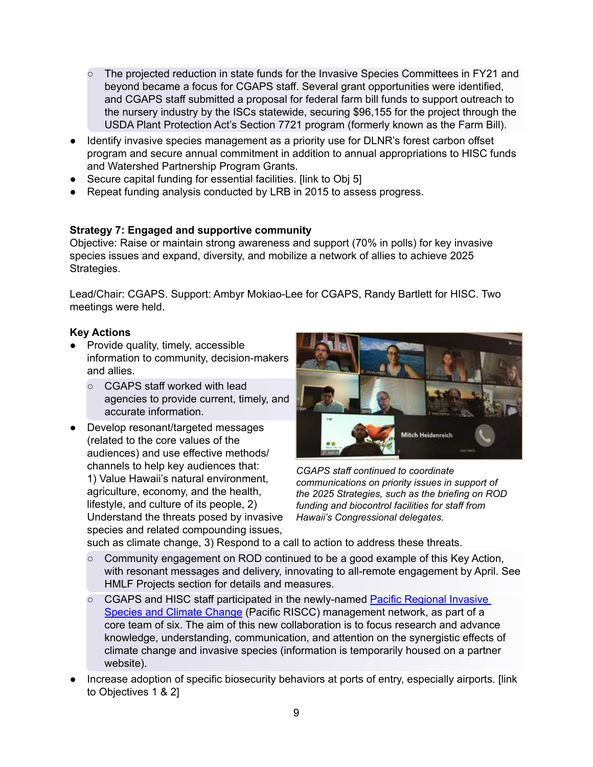- The projected reduction in state funds for the Invasive Species Committees in FY21 and beyond became a focus for CGAPS staff. Several grant opportunities were identified, and CGAPS staff submitted a proposal for federal farm bill funds to support outreach to the nursery industry by the ISCs statewide, securing $96,155 for the project through the USDA Plant Protection Act's Section 7721 program (formerly known as the Farm Bill).
- Identify invasive species management as a priority use for DLNR's forest carbon offset program and secure annual commitment in addition to annual appropriations to HISC funds and Watershed Partnership Program Grants.
- Secure capital funding for essential facilities. [link to Obj 5]
- Repeat funding analysis conducted by LRB in 2015 to assess progress.

**Strategy 7: Engaged and supportive community**

Objective: Raise or maintain strong awareness and support (70% in polls) for key invasive species issues and expand, diversity, and mobilize a network of allies to achieve 2025 Strategies.

Lead/Chair: CGAPS. Support: Ambyr Mokiao-Lee for CGAPS, Randy Bartlett for HISC. Two meetings were held.

**Key Actions**

- Provide quality, timely, accessible information to community, decision-makers and allies.
   - CGAPS staff worked with lead agencies to provide current, timely, and accurate information.
- Develop resonant/targeted messages (related to the core values of the audiences) and use effective methods/ channels to help key audiences that: 1) Value Hawaii's natural environment, agriculture, economy, and the health, lifestyle, and culture of its people, 2) Understand the threats posed by invasive species and related compounding issues, such as climate change, 3) Respond to a call to action to address these threats.
   - Community engagement on ROD continued to be a good example of this Key Action, with resonant messages and delivery, innovating to all-remote engagement by April. See HMLF Projects section for details and measures.
   - CGAPS and HISC staff participated in the newly-named [Pacific Regional Invasive Species and Climate Change](#) (Pacific RISCC) management network, as part of a core team of six. The aim of this new collaboration is to focus research and advance knowledge, understanding, communication, and attention on the synergistic effects of climate change and invasive species (information is temporarily housed on a partner website).
- Increase adoption of specific biosecurity behaviors at ports of entry, especially airports. [link to Objectives 1 & 2]

*CGAPS staff continued to coordinate communications on priority issues in support of the 2025 Strategies, such as the briefing on ROD funding and biocontrol facilities for staff from Hawaii's Congressional delegates.*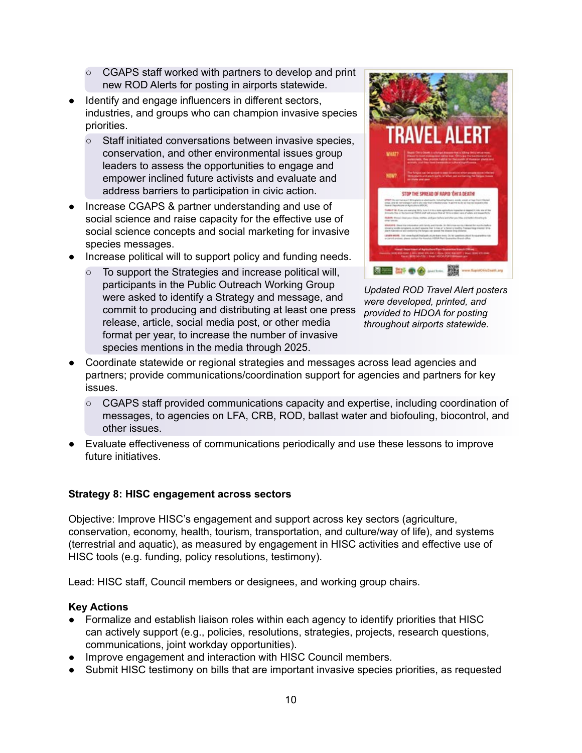- CGAPS staff worked with partners to develop and print new ROD Alerts for posting in airports statewide.
- Identify and engage influencers in different sectors, industries, and groups who can champion invasive species priorities.
  - Staff initiated conversations between invasive species, conservation, and other environmental issues group leaders to assess the opportunities to engage and empower inclined future activists and evaluate and address barriers to participation in civic action.
- Increase CGAPS & partner understanding and use of social science and raise capacity for the effective use of social science concepts and social marketing for invasive species messages.
- Increase political will to support policy and funding needs.
  - To support the Strategies and increase political will, participants in the Public Outreach Working Group were asked to identify a Strategy and message, and commit to producing and distributing at least one press release, article, social media post, or other media format per year, to increase the number of invasive species mentions in the media through 2025.

*Updated ROD Travel Alert posters were developed, printed, and provided to HDOA for posting throughout airports statewide.*

- Coordinate statewide or regional strategies and messages across lead agencies and partners; provide communications/coordination support for agencies and partners for key issues.
  - CGAPS staff provided communications capacity and expertise, including coordination of messages, to agencies on LFA, CRB, ROD, ballast water and biofouling, biocontrol, and other issues.
- Evaluate effectiveness of communications periodically and use these lessons to improve future initiatives.

**Strategy 8: HISC engagement across sectors**

Objective: Improve HISC's engagement and support across key sectors (agriculture, conservation, economy, health, tourism, transportation, and culture/way of life), and systems (terrestrial and aquatic), as measured by engagement in HISC activities and effective use of HISC tools (e.g. funding, policy resolutions, testimony).

Lead: HISC staff, Council members or designees, and working group chairs.

**Key Actions**

- Formalize and establish liaison roles within each agency to identify priorities that HISC can actively support (e.g., policies, resolutions, strategies, projects, research questions, communications, joint workday opportunities).
- Improve engagement and interaction with HISC Council members.
- Submit HISC testimony on bills that are important invasive species priorities, as requested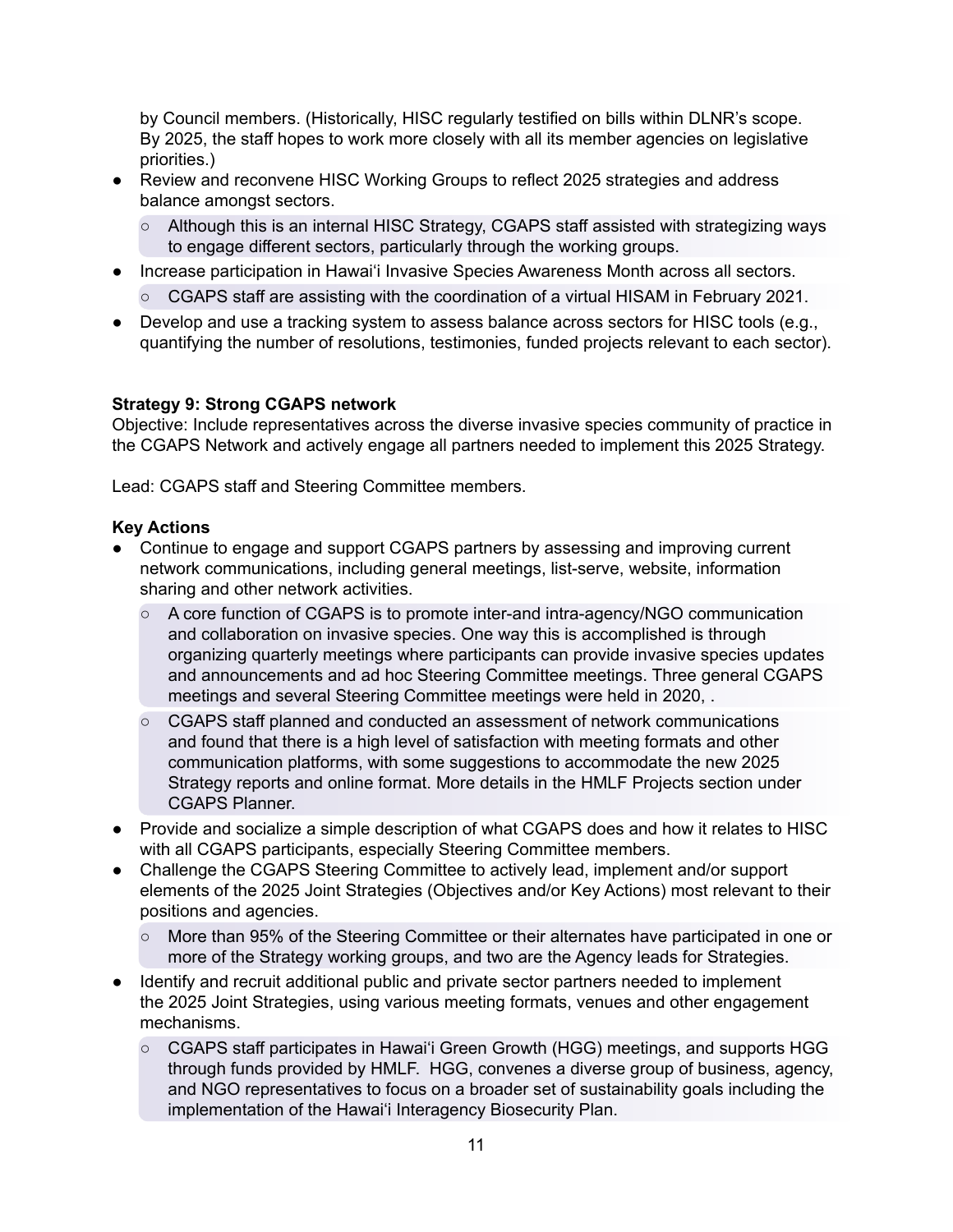by Council members. (Historically, HISC regularly testified on bills within DLNR's scope. By 2025, the staff hopes to work more closely with all its member agencies on legislative priorities.)

- Review and reconvene HISC Working Groups to reflect 2025 strategies and address balance amongst sectors.
  - Although this is an internal HISC Strategy, CGAPS staff assisted with strategizing ways to engage different sectors, particularly through the working groups.
- Increase participation in Hawaiʻi Invasive Species Awareness Month across all sectors.
  - CGAPS staff are assisting with the coordination of a virtual HISAM in February 2021.
- Develop and use a tracking system to assess balance across sectors for HISC tools (e.g., quantifying the number of resolutions, testimonies, funded projects relevant to each sector).

**Strategy 9: Strong CGAPS network**

Objective: Include representatives across the diverse invasive species community of practice in the CGAPS Network and actively engage all partners needed to implement this 2025 Strategy.

Lead: CGAPS staff and Steering Committee members.

**Key Actions**

- Continue to engage and support CGAPS partners by assessing and improving current network communications, including general meetings, list-serve, website, information sharing and other network activities.
  - A core function of CGAPS is to promote inter-and intra-agency/NGO communication and collaboration on invasive species. One way this is accomplished is through organizing quarterly meetings where participants can provide invasive species updates and announcements and ad hoc Steering Committee meetings. Three general CGAPS meetings and several Steering Committee meetings were held in 2020, .
  - CGAPS staff planned and conducted an assessment of network communications and found that there is a high level of satisfaction with meeting formats and other communication platforms, with some suggestions to accommodate the new 2025 Strategy reports and online format. More details in the HMLF Projects section under CGAPS Planner.
- Provide and socialize a simple description of what CGAPS does and how it relates to HISC with all CGAPS participants, especially Steering Committee members.
- Challenge the CGAPS Steering Committee to actively lead, implement and/or support elements of the 2025 Joint Strategies (Objectives and/or Key Actions) most relevant to their positions and agencies.
  - More than 95% of the Steering Committee or their alternates have participated in one or more of the Strategy working groups, and two are the Agency leads for Strategies.
- Identify and recruit additional public and private sector partners needed to implement the 2025 Joint Strategies, using various meeting formats, venues and other engagement mechanisms.
  - CGAPS staff participates in Hawaiʻi Green Growth (HGG) meetings, and supports HGG through funds provided by HMLF. HGG, convenes a diverse group of business, agency, and NGO representatives to focus on a broader set of sustainability goals including the implementation of the Hawaiʻi Interagency Biosecurity Plan.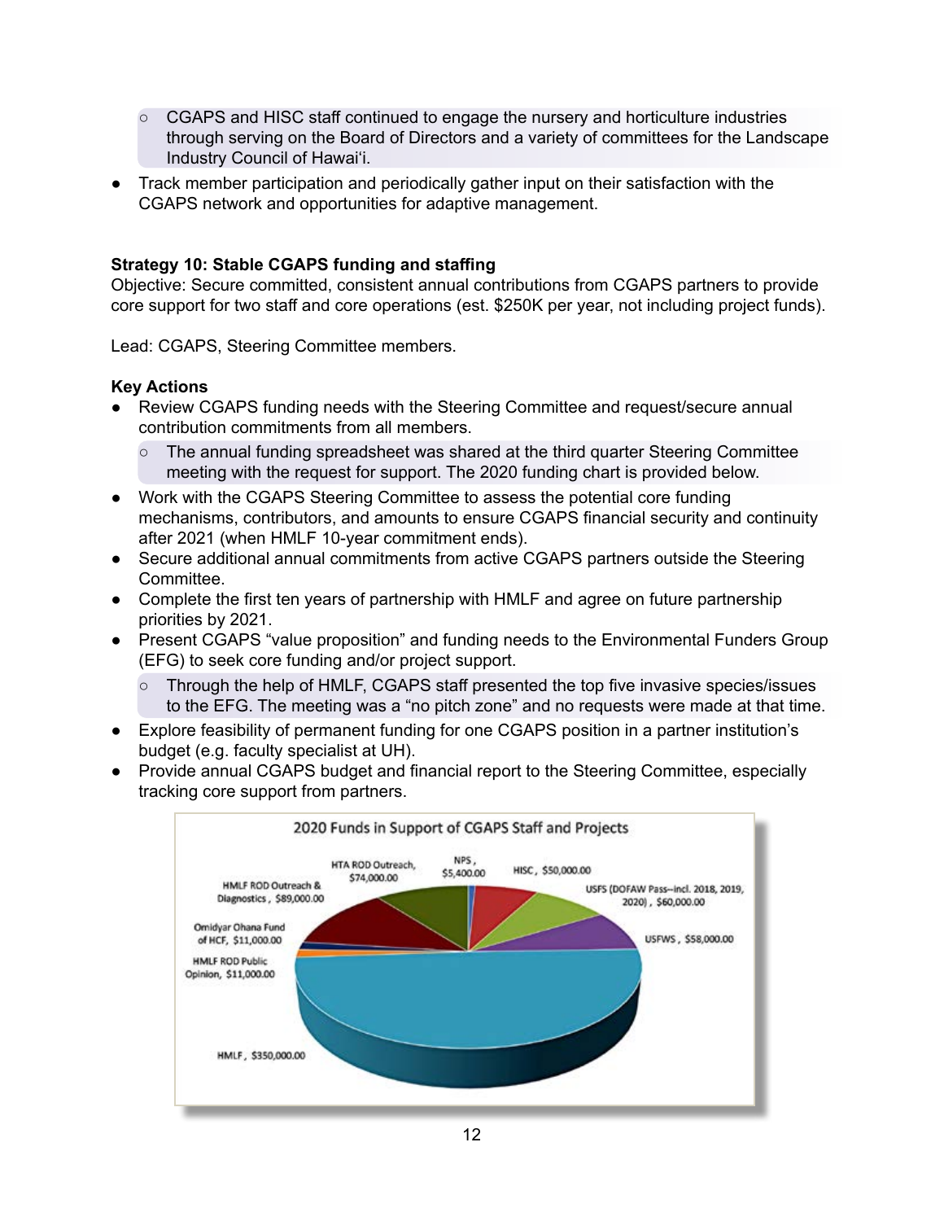- CGAPS and HISC staff continued to engage the nursery and horticulture industries through serving on the Board of Directors and a variety of committees for the Landscape Industry Council of Hawaiʻi.
- Track member participation and periodically gather input on their satisfaction with the CGAPS network and opportunities for adaptive management.

**Strategy 10: Stable CGAPS funding and staffing**
Objective: Secure committed, consistent annual contributions from CGAPS partners to provide core support for two staff and core operations (est. $250K per year, not including project funds).

Lead: CGAPS, Steering Committee members.

**Key Actions**

- Review CGAPS funding needs with the Steering Committee and request/secure annual contribution commitments from all members.
  - The annual funding spreadsheet was shared at the third quarter Steering Committee meeting with the request for support. The 2020 funding chart is provided below.
- Work with the CGAPS Steering Committee to assess the potential core funding mechanisms, contributors, and amounts to ensure CGAPS financial security and continuity after 2021 (when HMLF 10-year commitment ends).
- Secure additional annual commitments from active CGAPS partners outside the Steering Committee.
- Complete the first ten years of partnership with HMLF and agree on future partnership priorities by 2021.
- Present CGAPS "value proposition" and funding needs to the Environmental Funders Group (EFG) to seek core funding and/or project support.
  - Through the help of HMLF, CGAPS staff presented the top five invasive species/issues to the EFG. The meeting was a "no pitch zone" and no requests were made at that time.
- Explore feasibility of permanent funding for one CGAPS position in a partner institution's budget (e.g. faculty specialist at UH).
- Provide annual CGAPS budget and financial report to the Steering Committee, especially tracking core support from partners.

**2020 Funds in Support of CGAPS Staff and Projects**

- HMLF, $350,000.00
- HMLF ROD Outreach & Diagnostics, $89,000.00
- HTA ROD Outreach, $74,000.00
- USFS (DOFAW Pass--incl. 2018, 2019, 2020), $60,000.00
- USFWS, $58,000.00
- HISC, $50,000.00
- Omidyar Ohana Fund of HCF, $11,000.00
- HMLF ROD Public Opinion, $11,000.00
- NPS, $5,400.00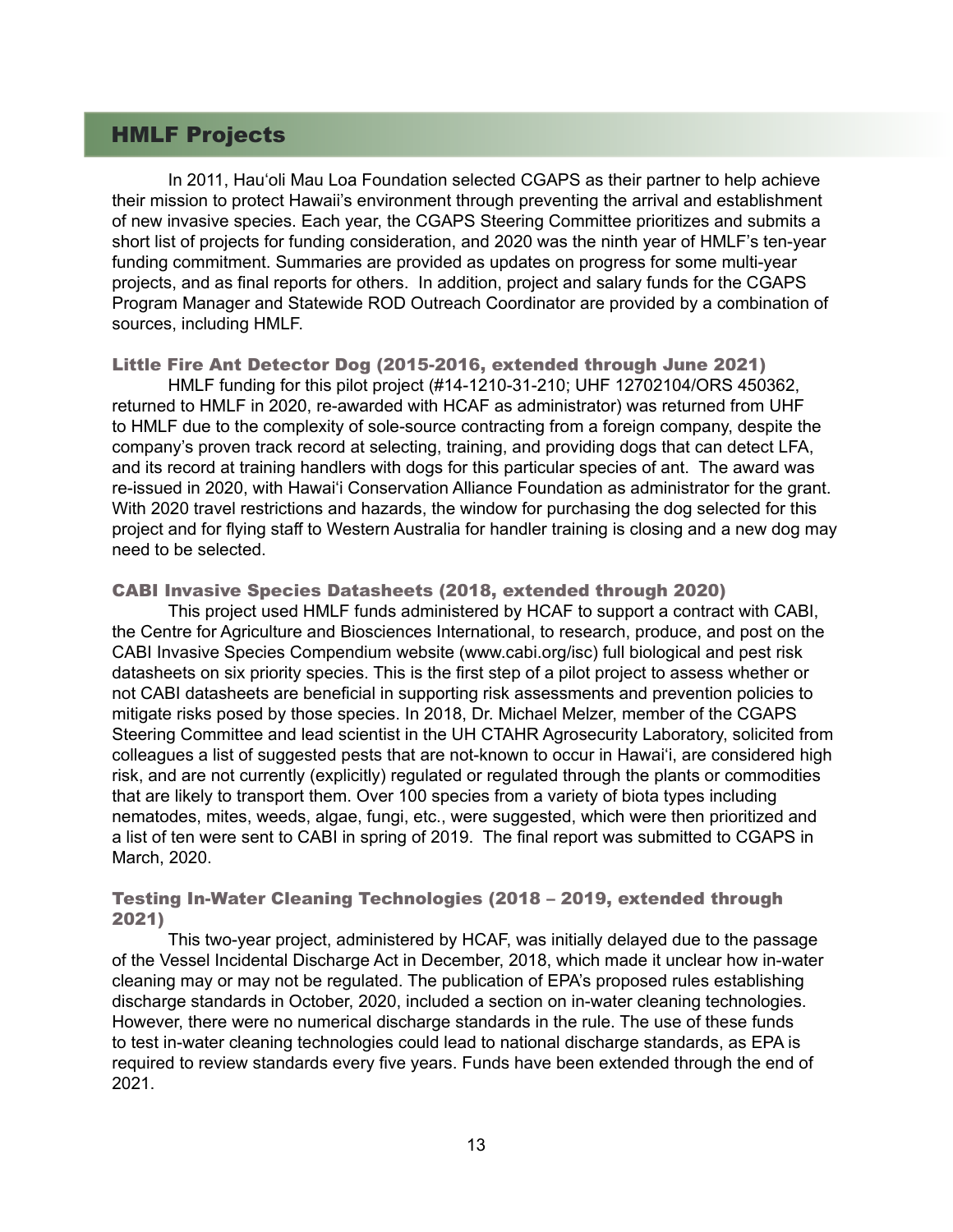## HMLF Projects

In 2011, Hauʻoli Mau Loa Foundation selected CGAPS as their partner to help achieve their mission to protect Hawaii's environment through preventing the arrival and establishment of new invasive species. Each year, the CGAPS Steering Committee prioritizes and submits a short list of projects for funding consideration, and 2020 was the ninth year of HMLF's ten-year funding commitment. Summaries are provided as updates on progress for some multi-year projects, and as final reports for others. In addition, project and salary funds for the CGAPS Program Manager and Statewide ROD Outreach Coordinator are provided by a combination of sources, including HMLF.

### Little Fire Ant Detector Dog (2015-2016, extended through June 2021)

HMLF funding for this pilot project (#14-1210-31-210; UHF 12702104/ORS 450362, returned to HMLF in 2020, re-awarded with HCAF as administrator) was returned from UHF to HMLF due to the complexity of sole-source contracting from a foreign company, despite the company's proven track record at selecting, training, and providing dogs that can detect LFA, and its record at training handlers with dogs for this particular species of ant. The award was re-issued in 2020, with Hawaiʻi Conservation Alliance Foundation as administrator for the grant. With 2020 travel restrictions and hazards, the window for purchasing the dog selected for this project and for flying staff to Western Australia for handler training is closing and a new dog may need to be selected.

### CABI Invasive Species Datasheets (2018, extended through 2020)

This project used HMLF funds administered by HCAF to support a contract with CABI, the Centre for Agriculture and Biosciences International, to research, produce, and post on the CABI Invasive Species Compendium website (www.cabi.org/isc) full biological and pest risk datasheets on six priority species. This is the first step of a pilot project to assess whether or not CABI datasheets are beneficial in supporting risk assessments and prevention policies to mitigate risks posed by those species. In 2018, Dr. Michael Melzer, member of the CGAPS Steering Committee and lead scientist in the UH CTAHR Agrosecurity Laboratory, solicited from colleagues a list of suggested pests that are not-known to occur in Hawaiʻi, are considered high risk, and are not currently (explicitly) regulated or regulated through the plants or commodities that are likely to transport them. Over 100 species from a variety of biota types including nematodes, mites, weeds, algae, fungi, etc., were suggested, which were then prioritized and a list of ten were sent to CABI in spring of 2019. The final report was submitted to CGAPS in March, 2020.

### Testing In-Water Cleaning Technologies (2018 – 2019, extended through 2021)

This two-year project, administered by HCAF, was initially delayed due to the passage of the Vessel Incidental Discharge Act in December, 2018, which made it unclear how in-water cleaning may or may not be regulated. The publication of EPA's proposed rules establishing discharge standards in October, 2020, included a section on in-water cleaning technologies. However, there were no numerical discharge standards in the rule. The use of these funds to test in-water cleaning technologies could lead to national discharge standards, as EPA is required to review standards every five years. Funds have been extended through the end of 2021.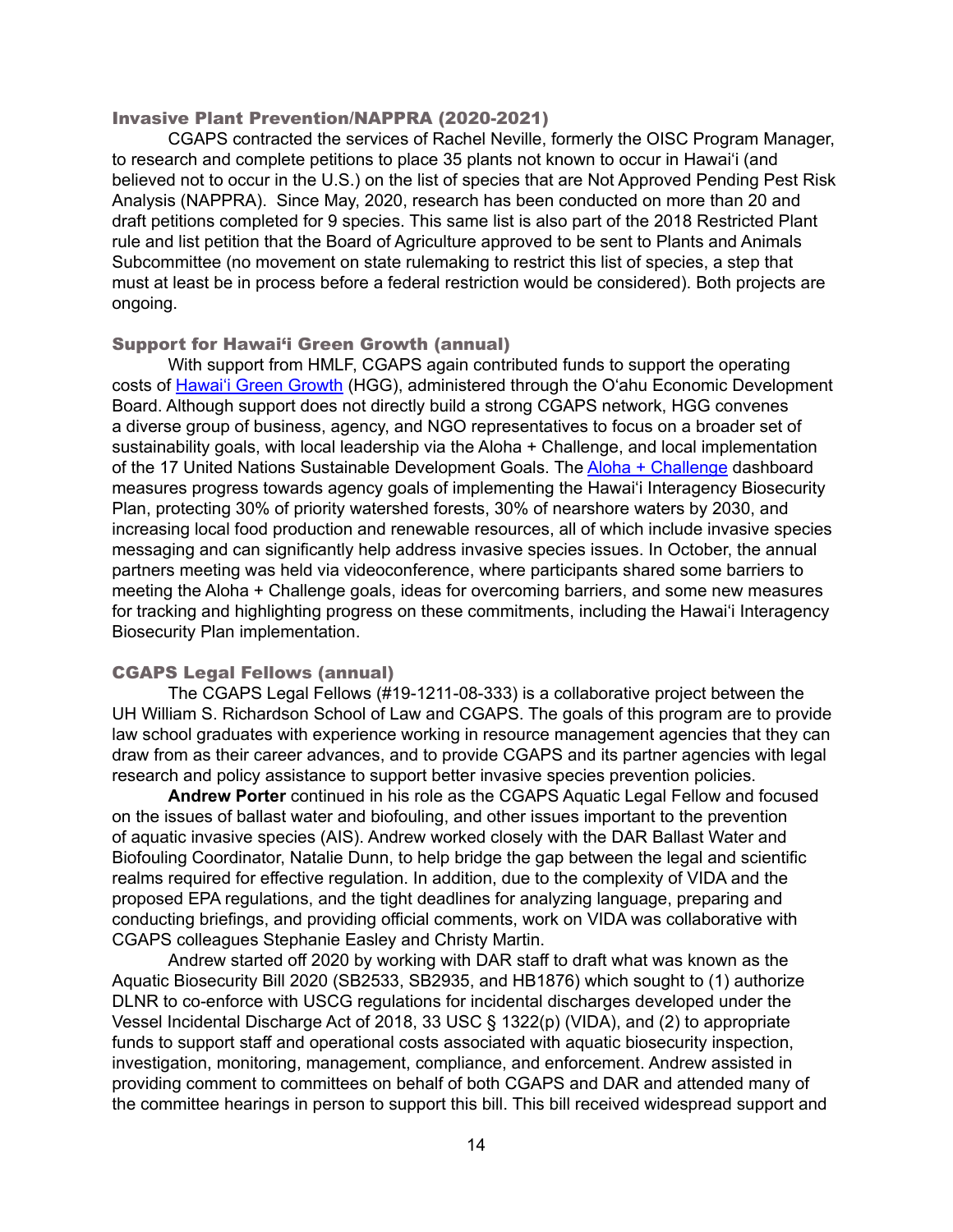### Invasive Plant Prevention/NAPPRA (2020-2021)

CGAPS contracted the services of Rachel Neville, formerly the OISC Program Manager, to research and complete petitions to place 35 plants not known to occur in Hawaiʻi (and believed not to occur in the U.S.) on the list of species that are Not Approved Pending Pest Risk Analysis (NAPPRA). Since May, 2020, research has been conducted on more than 20 and draft petitions completed for 9 species. This same list is also part of the 2018 Restricted Plant rule and list petition that the Board of Agriculture approved to be sent to Plants and Animals Subcommittee (no movement on state rulemaking to restrict this list of species, a step that must at least be in process before a federal restriction would be considered). Both projects are ongoing.

### Support for Hawaiʻi Green Growth (annual)

With support from HMLF, CGAPS again contributed funds to support the operating costs of [Hawaiʻi Green Growth]() (HGG), administered through the Oʻahu Economic Development Board. Although support does not directly build a strong CGAPS network, HGG convenes a diverse group of business, agency, and NGO representatives to focus on a broader set of sustainability goals, with local leadership via the Aloha + Challenge, and local implementation of the 17 United Nations Sustainable Development Goals. The [Aloha + Challenge]() dashboard measures progress towards agency goals of implementing the Hawaiʻi Interagency Biosecurity Plan, protecting 30% of priority watershed forests, 30% of nearshore waters by 2030, and increasing local food production and renewable resources, all of which include invasive species messaging and can significantly help address invasive species issues. In October, the annual partners meeting was held via videoconference, where participants shared some barriers to meeting the Aloha + Challenge goals, ideas for overcoming barriers, and some new measures for tracking and highlighting progress on these commitments, including the Hawaiʻi Interagency Biosecurity Plan implementation.

### CGAPS Legal Fellows (annual)

The CGAPS Legal Fellows (#19-1211-08-333) is a collaborative project between the UH William S. Richardson School of Law and CGAPS. The goals of this program are to provide law school graduates with experience working in resource management agencies that they can draw from as their career advances, and to provide CGAPS and its partner agencies with legal research and policy assistance to support better invasive species prevention policies.

**Andrew Porter** continued in his role as the CGAPS Aquatic Legal Fellow and focused on the issues of ballast water and biofouling, and other issues important to the prevention of aquatic invasive species (AIS). Andrew worked closely with the DAR Ballast Water and Biofouling Coordinator, Natalie Dunn, to help bridge the gap between the legal and scientific realms required for effective regulation. In addition, due to the complexity of VIDA and the proposed EPA regulations, and the tight deadlines for analyzing language, preparing and conducting briefings, and providing official comments, work on VIDA was collaborative with CGAPS colleagues Stephanie Easley and Christy Martin.

Andrew started off 2020 by working with DAR staff to draft what was known as the Aquatic Biosecurity Bill 2020 (SB2533, SB2935, and HB1876) which sought to (1) authorize DLNR to co-enforce with USCG regulations for incidental discharges developed under the Vessel Incidental Discharge Act of 2018, 33 USC § 1322(p) (VIDA), and (2) to appropriate funds to support staff and operational costs associated with aquatic biosecurity inspection, investigation, monitoring, management, compliance, and enforcement. Andrew assisted in providing comment to committees on behalf of both CGAPS and DAR and attended many of the committee hearings in person to support this bill. This bill received widespread support and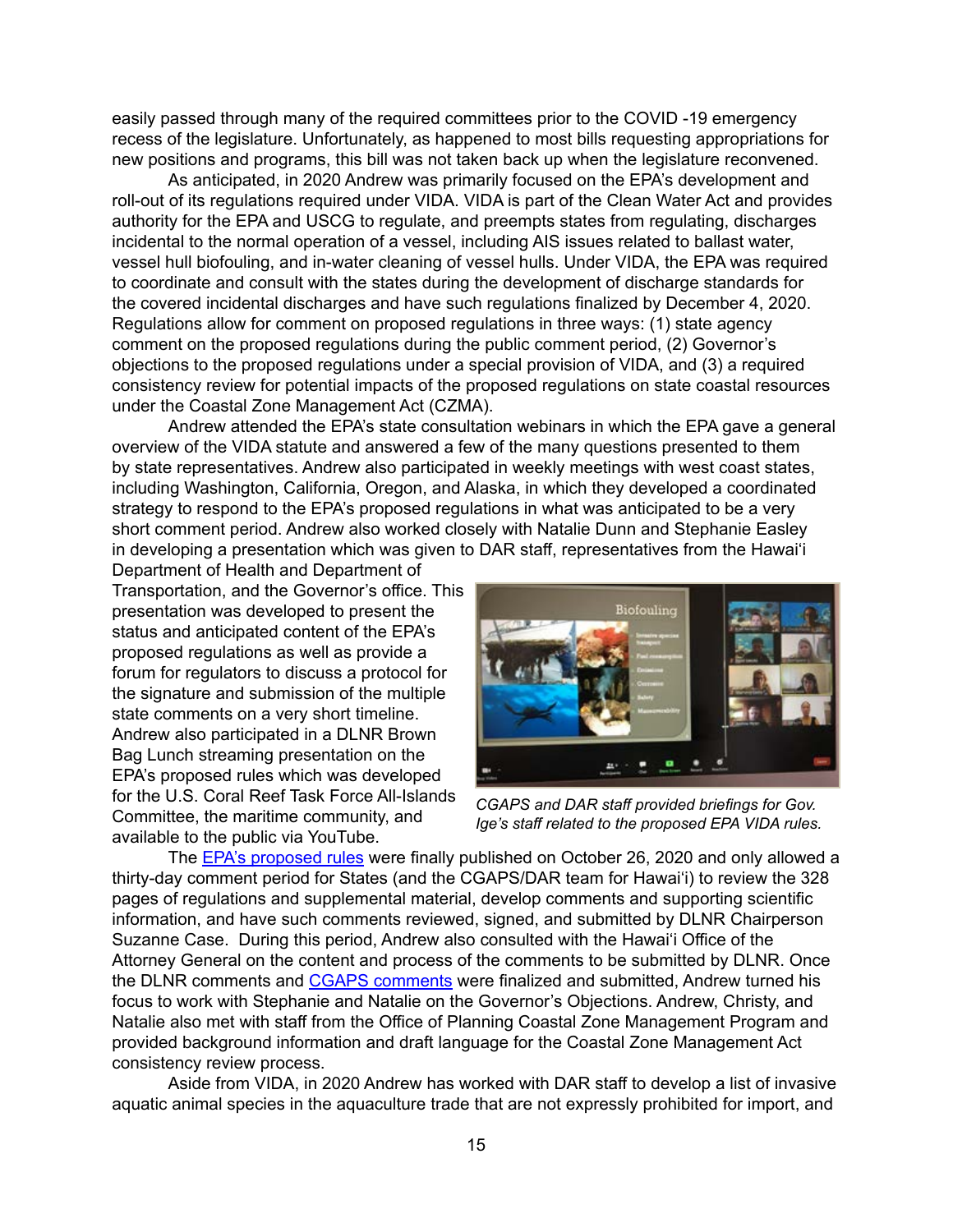easily passed through many of the required committees prior to the COVID -19 emergency recess of the legislature. Unfortunately, as happened to most bills requesting appropriations for new positions and programs, this bill was not taken back up when the legislature reconvened.

As anticipated, in 2020 Andrew was primarily focused on the EPA's development and roll-out of its regulations required under VIDA. VIDA is part of the Clean Water Act and provides authority for the EPA and USCG to regulate, and preempts states from regulating, discharges incidental to the normal operation of a vessel, including AIS issues related to ballast water, vessel hull biofouling, and in-water cleaning of vessel hulls. Under VIDA, the EPA was required to coordinate and consult with the states during the development of discharge standards for the covered incidental discharges and have such regulations finalized by December 4, 2020. Regulations allow for comment on proposed regulations in three ways: (1) state agency comment on the proposed regulations during the public comment period, (2) Governor's objections to the proposed regulations under a special provision of VIDA, and (3) a required consistency review for potential impacts of the proposed regulations on state coastal resources under the Coastal Zone Management Act (CZMA).

Andrew attended the EPA's state consultation webinars in which the EPA gave a general overview of the VIDA statute and answered a few of the many questions presented to them by state representatives. Andrew also participated in weekly meetings with west coast states, including Washington, California, Oregon, and Alaska, in which they developed a coordinated strategy to respond to the EPA's proposed regulations in what was anticipated to be a very short comment period. Andrew also worked closely with Natalie Dunn and Stephanie Easley in developing a presentation which was given to DAR staff, representatives from the Hawaiʻi Department of Health and Department of Transportation, and the Governor's office. This presentation was developed to present the status and anticipated content of the EPA's proposed regulations as well as provide a forum for regulators to discuss a protocol for the signature and submission of the multiple state comments on a very short timeline. Andrew also participated in a DLNR Brown Bag Lunch streaming presentation on the EPA's proposed rules which was developed for the U.S. Coral Reef Task Force All-Islands Committee, the maritime community, and available to the public via YouTube.

*CGAPS and DAR staff provided briefings for Gov. Ige's staff related to the proposed EPA VIDA rules.*

The [EPA's proposed rules]() were finally published on October 26, 2020 and only allowed a thirty-day comment period for States (and the CGAPS/DAR team for Hawaiʻi) to review the 328 pages of regulations and supplemental material, develop comments and supporting scientific information, and have such comments reviewed, signed, and submitted by DLNR Chairperson Suzanne Case. During this period, Andrew also consulted with the Hawaiʻi Office of the Attorney General on the content and process of the comments to be submitted by DLNR. Once the DLNR comments and [CGAPS comments]() were finalized and submitted, Andrew turned his focus to work with Stephanie and Natalie on the Governor's Objections. Andrew, Christy, and Natalie also met with staff from the Office of Planning Coastal Zone Management Program and provided background information and draft language for the Coastal Zone Management Act consistency review process.

Aside from VIDA, in 2020 Andrew has worked with DAR staff to develop a list of invasive aquatic animal species in the aquaculture trade that are not expressly prohibited for import, and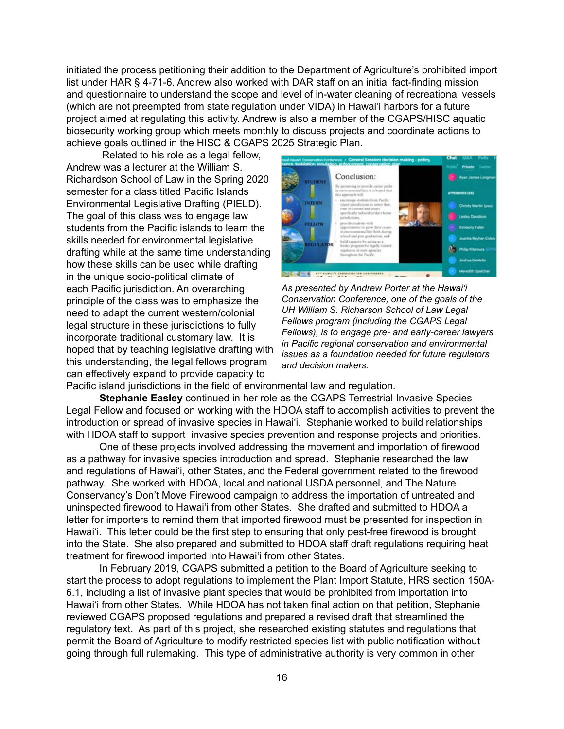initiated the process petitioning their addition to the Department of Agriculture's prohibited import list under HAR § 4-71-6. Andrew also worked with DAR staff on an initial fact-finding mission and questionnaire to understand the scope and level of in-water cleaning of recreational vessels (which are not preempted from state regulation under VIDA) in Hawaiʻi harbors for a future project aimed at regulating this activity. Andrew is also a member of the CGAPS/HISC aquatic biosecurity working group which meets monthly to discuss projects and coordinate actions to achieve goals outlined in the HISC & CGAPS 2025 Strategic Plan.

Related to his role as a legal fellow, Andrew was a lecturer at the William S. Richardson School of Law in the Spring 2020 semester for a class titled Pacific Islands Environmental Legislative Drafting (PIELD). The goal of this class was to engage law students from the Pacific islands to learn the skills needed for environmental legislative drafting while at the same time understanding how these skills can be used while drafting in the unique socio-political climate of each Pacific jurisdiction. An overarching principle of the class was to emphasize the need to adapt the current western/colonial legal structure in these jurisdictions to fully incorporate traditional customary law. It is hoped that by teaching legislative drafting with this understanding, the legal fellows program can effectively expand to provide capacity to Pacific island jurisdictions in the field of environmental law and regulation.

*As presented by Andrew Porter at the Hawaiʻi Conservation Conference, one of the goals of the UH William S. Richarson School of Law Legal Fellows program (including the CGAPS Legal Fellows), is to engage pre- and early-career lawyers in Pacific regional conservation and environmental issues as a foundation needed for future regulators and decision makers.*

**Stephanie Easley** continued in her role as the CGAPS Terrestrial Invasive Species Legal Fellow and focused on working with the HDOA staff to accomplish activities to prevent the introduction or spread of invasive species in Hawaiʻi. Stephanie worked to build relationships with HDOA staff to support invasive species prevention and response projects and priorities.

One of these projects involved addressing the movement and importation of firewood as a pathway for invasive species introduction and spread. Stephanie researched the law and regulations of Hawaiʻi, other States, and the Federal government related to the firewood pathway. She worked with HDOA, local and national USDA personnel, and The Nature Conservancy's Don't Move Firewood campaign to address the importation of untreated and uninspected firewood to Hawaiʻi from other States. She drafted and submitted to HDOA a letter for importers to remind them that imported firewood must be presented for inspection in Hawaiʻi. This letter could be the first step to ensuring that only pest-free firewood is brought into the State. She also prepared and submitted to HDOA staff draft regulations requiring heat treatment for firewood imported into Hawaiʻi from other States.

In February 2019, CGAPS submitted a petition to the Board of Agriculture seeking to start the process to adopt regulations to implement the Plant Import Statute, HRS section 150A-6.1, including a list of invasive plant species that would be prohibited from importation into Hawaiʻi from other States. While HDOA has not taken final action on that petition, Stephanie reviewed CGAPS proposed regulations and prepared a revised draft that streamlined the regulatory text. As part of this project, she researched existing statutes and regulations that permit the Board of Agriculture to modify restricted species list with public notification without going through full rulemaking. This type of administrative authority is very common in other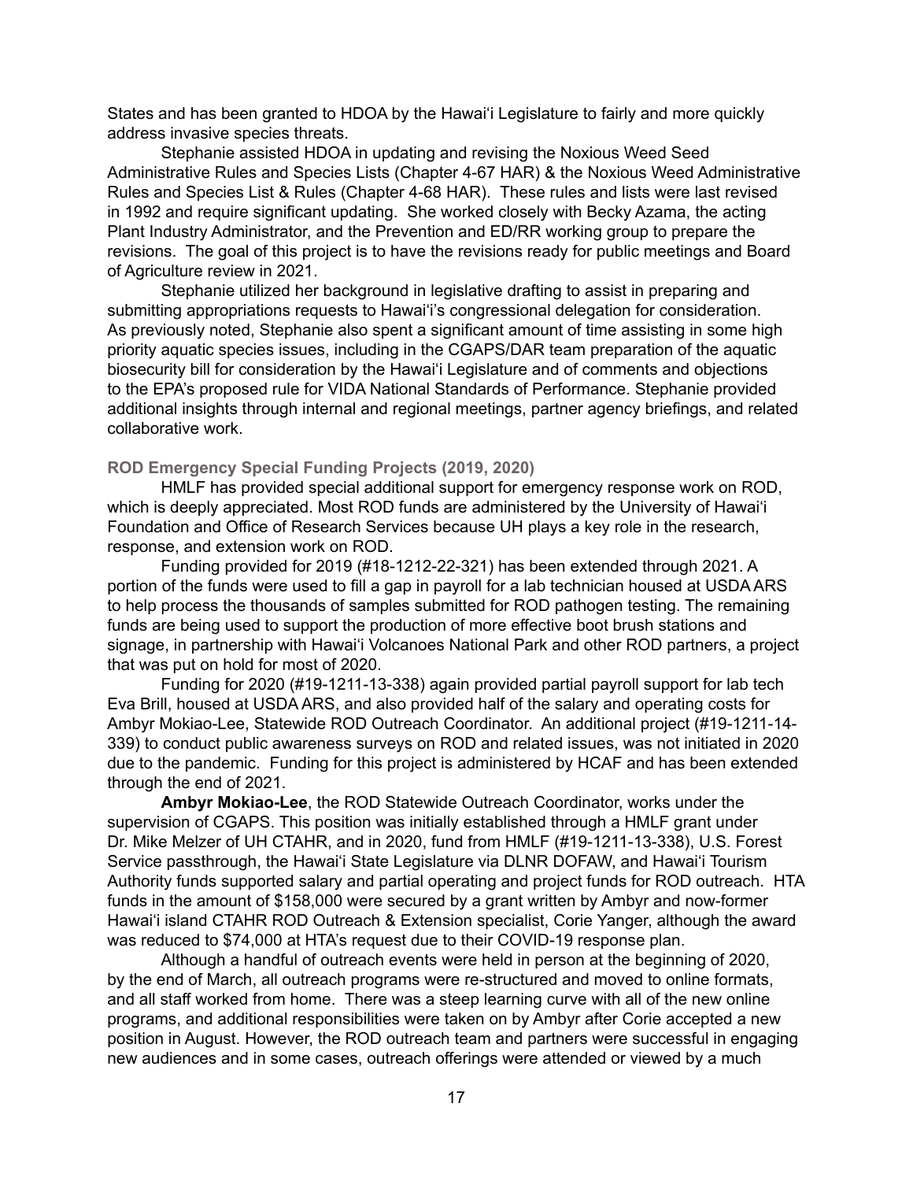States and has been granted to HDOA by the Hawaiʻi Legislature to fairly and more quickly address invasive species threats.

Stephanie assisted HDOA in updating and revising the Noxious Weed Seed Administrative Rules and Species Lists (Chapter 4-67 HAR) & the Noxious Weed Administrative Rules and Species List & Rules (Chapter 4-68 HAR). These rules and lists were last revised in 1992 and require significant updating. She worked closely with Becky Azama, the acting Plant Industry Administrator, and the Prevention and ED/RR working group to prepare the revisions. The goal of this project is to have the revisions ready for public meetings and Board of Agriculture review in 2021.

Stephanie utilized her background in legislative drafting to assist in preparing and submitting appropriations requests to Hawaiʻi's congressional delegation for consideration. As previously noted, Stephanie also spent a significant amount of time assisting in some high priority aquatic species issues, including in the CGAPS/DAR team preparation of the aquatic biosecurity bill for consideration by the Hawaiʻi Legislature and of comments and objections to the EPA's proposed rule for VIDA National Standards of Performance. Stephanie provided additional insights through internal and regional meetings, partner agency briefings, and related collaborative work.

### ROD Emergency Special Funding Projects (2019, 2020)

HMLF has provided special additional support for emergency response work on ROD, which is deeply appreciated. Most ROD funds are administered by the University of Hawaiʻi Foundation and Office of Research Services because UH plays a key role in the research, response, and extension work on ROD.

Funding provided for 2019 (#18-1212-22-321) has been extended through 2021. A portion of the funds were used to fill a gap in payroll for a lab technician housed at USDA ARS to help process the thousands of samples submitted for ROD pathogen testing. The remaining funds are being used to support the production of more effective boot brush stations and signage, in partnership with Hawaiʻi Volcanoes National Park and other ROD partners, a project that was put on hold for most of 2020.

Funding for 2020 (#19-1211-13-338) again provided partial payroll support for lab tech Eva Brill, housed at USDA ARS, and also provided half of the salary and operating costs for Ambyr Mokiao-Lee, Statewide ROD Outreach Coordinator. An additional project (#19-1211-14-339) to conduct public awareness surveys on ROD and related issues, was not initiated in 2020 due to the pandemic. Funding for this project is administered by HCAF and has been extended through the end of 2021.

**Ambyr Mokiao-Lee**, the ROD Statewide Outreach Coordinator, works under the supervision of CGAPS. This position was initially established through a HMLF grant under Dr. Mike Melzer of UH CTAHR, and in 2020, fund from HMLF (#19-1211-13-338), U.S. Forest Service passthrough, the Hawaiʻi State Legislature via DLNR DOFAW, and Hawaiʻi Tourism Authority funds supported salary and partial operating and project funds for ROD outreach. HTA funds in the amount of $158,000 were secured by a grant written by Ambyr and now-former Hawaiʻi island CTAHR ROD Outreach & Extension specialist, Corie Yanger, although the award was reduced to $74,000 at HTA's request due to their COVID-19 response plan.

Although a handful of outreach events were held in person at the beginning of 2020, by the end of March, all outreach programs were re-structured and moved to online formats, and all staff worked from home. There was a steep learning curve with all of the new online programs, and additional responsibilities were taken on by Ambyr after Corie accepted a new position in August. However, the ROD outreach team and partners were successful in engaging new audiences and in some cases, outreach offerings were attended or viewed by a much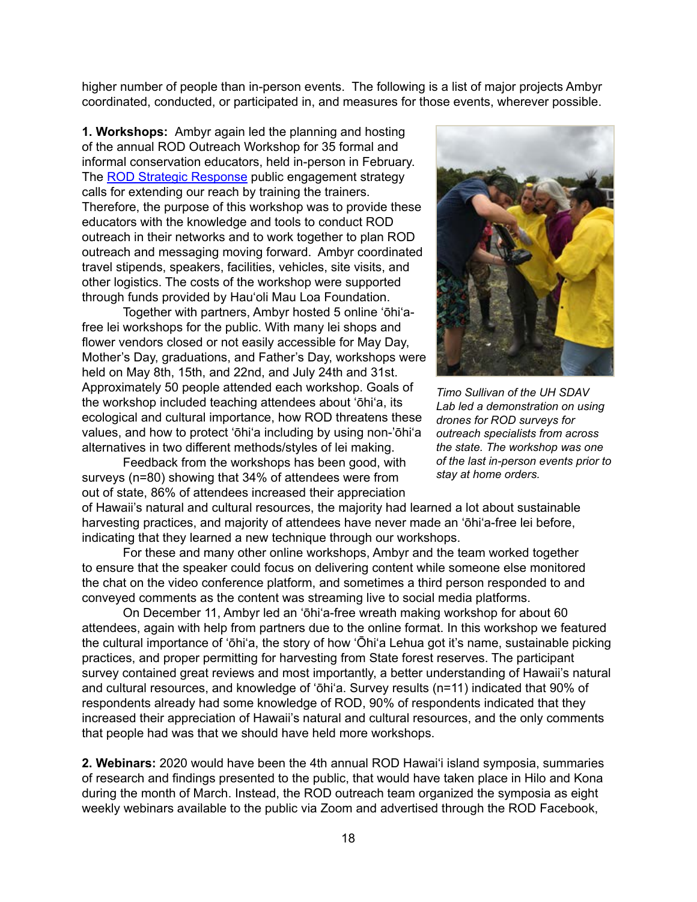higher number of people than in-person events. The following is a list of major projects Ambyr coordinated, conducted, or participated in, and measures for those events, wherever possible.

**1. Workshops:** Ambyr again led the planning and hosting of the annual ROD Outreach Workshop for 35 formal and informal conservation educators, held in-person in February. The [ROD Strategic Response](ROD Strategic Response) public engagement strategy calls for extending our reach by training the trainers. Therefore, the purpose of this workshop was to provide these educators with the knowledge and tools to conduct ROD outreach in their networks and to work together to plan ROD outreach and messaging moving forward. Ambyr coordinated travel stipends, speakers, facilities, vehicles, site visits, and other logistics. The costs of the workshop were supported through funds provided by Hauʻoli Mau Loa Foundation.

Together with partners, Ambyr hosted 5 online ʻōhiʻa-free lei workshops for the public. With many lei shops and flower vendors closed or not easily accessible for May Day, Mother's Day, graduations, and Father's Day, workshops were held on May 8th, 15th, and 22nd, and July 24th and 31st. Approximately 50 people attended each workshop. Goals of the workshop included teaching attendees about ʻōhiʻa, its ecological and cultural importance, how ROD threatens these values, and how to protect ʻōhiʻa including by using non-ʻōhiʻa alternatives in two different methods/styles of lei making.

*Timo Sullivan of the UH SDAV Lab led a demonstration on using drones for ROD surveys for outreach specialists from across the state. The workshop was one of the last in-person events prior to stay at home orders.*

Feedback from the workshops has been good, with surveys (n=80) showing that 34% of attendees were from out of state, 86% of attendees increased their appreciation of Hawaii's natural and cultural resources, the majority had learned a lot about sustainable harvesting practices, and majority of attendees have never made an ʻōhiʻa-free lei before, indicating that they learned a new technique through our workshops.

For these and many other online workshops, Ambyr and the team worked together to ensure that the speaker could focus on delivering content while someone else monitored the chat on the video conference platform, and sometimes a third person responded to and conveyed comments as the content was streaming live to social media platforms.

On December 11, Ambyr led an ʻōhiʻa-free wreath making workshop for about 60 attendees, again with help from partners due to the online format. In this workshop we featured the cultural importance of ʻōhiʻa, the story of how ʻŌhiʻa Lehua got it's name, sustainable picking practices, and proper permitting for harvesting from State forest reserves. The participant survey contained great reviews and most importantly, a better understanding of Hawaii's natural and cultural resources, and knowledge of ʻōhiʻa. Survey results (n=11) indicated that 90% of respondents already had some knowledge of ROD, 90% of respondents indicated that they increased their appreciation of Hawaii's natural and cultural resources, and the only comments that people had was that we should have held more workshops.

**2. Webinars:** 2020 would have been the 4th annual ROD Hawaiʻi island symposia, summaries of research and findings presented to the public, that would have taken place in Hilo and Kona during the month of March. Instead, the ROD outreach team organized the symposia as eight weekly webinars available to the public via Zoom and advertised through the ROD Facebook,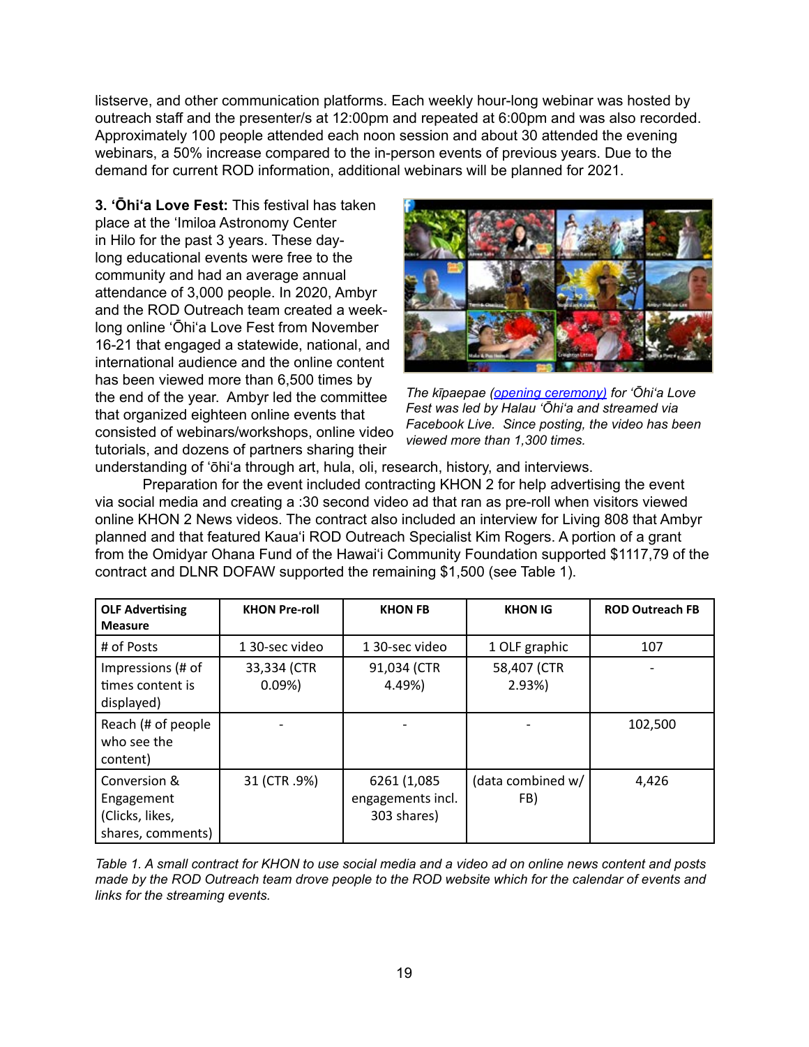listserve, and other communication platforms. Each weekly hour-long webinar was hosted by outreach staff and the presenter/s at 12:00pm and repeated at 6:00pm and was also recorded. Approximately 100 people attended each noon session and about 30 attended the evening webinars, a 50% increase compared to the in-person events of previous years. Due to the demand for current ROD information, additional webinars will be planned for 2021.

**3. ʻŌhiʻa Love Fest:** This festival has taken place at the ʻImiloa Astronomy Center in Hilo for the past 3 years. These day-long educational events were free to the community and had an average annual attendance of 3,000 people. In 2020, Ambyr and the ROD Outreach team created a week-long online ʻŌhiʻa Love Fest from November 16-21 that engaged a statewide, national, and international audience and the online content has been viewed more than 6,500 times by the end of the year. Ambyr led the committee that organized eighteen online events that consisted of webinars/workshops, online video tutorials, and dozens of partners sharing their understanding of ʻōhiʻa through art, hula, oli, research, history, and interviews.

*The kīpaepae (opening ceremony) for ʻŌhiʻa Love Fest was led by Halau ʻŌhiʻa and streamed via Facebook Live. Since posting, the video has been viewed more than 1,300 times.*

Preparation for the event included contracting KHON 2 for help advertising the event via social media and creating a :30 second video ad that ran as pre-roll when visitors viewed online KHON 2 News videos. The contract also included an interview for Living 808 that Ambyr planned and that featured Kauaʻi ROD Outreach Specialist Kim Rogers. A portion of a grant from the Omidyar Ohana Fund of the Hawaiʻi Community Foundation supported $1117,79 of the contract and DLNR DOFAW supported the remaining $1,500 (see Table 1).

| OLF Advertising Measure | KHON Pre-roll | KHON FB | KHON IG | ROD Outreach FB |
|---|---|---|---|---|
| # of Posts | 1 30-sec video | 1 30-sec video | 1 OLF graphic | 107 |
| Impressions (# of times content is displayed) | 33,334 (CTR 0.09%) | 91,034 (CTR 4.49%) | 58,407 (CTR 2.93%) | - |
| Reach (# of people who see the content) | - | - | - | 102,500 |
| Conversion & Engagement (Clicks, likes, shares, comments) | 31 (CTR .9%) | 6261 (1,085 engagements incl. 303 shares) | (data combined w/ FB) | 4,426 |

*Table 1. A small contract for KHON to use social media and a video ad on online news content and posts made by the ROD Outreach team drove people to the ROD website which for the calendar of events and links for the streaming events.*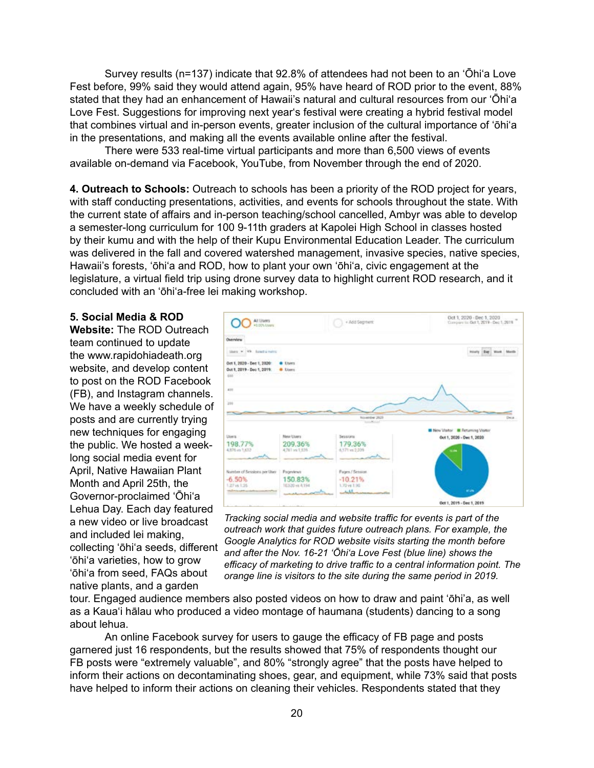Survey results (n=137) indicate that 92.8% of attendees had not been to an ʻŌhiʻa Love Fest before, 99% said they would attend again, 95% have heard of ROD prior to the event, 88% stated that they had an enhancement of Hawaii's natural and cultural resources from our ʻŌhiʻa Love Fest. Suggestions for improving next year's festival were creating a hybrid festival model that combines virtual and in-person events, greater inclusion of the cultural importance of ʻōhiʻa in the presentations, and making all the events available online after the festival.

There were 533 real-time virtual participants and more than 6,500 views of events available on-demand via Facebook, YouTube, from November through the end of 2020.

**4. Outreach to Schools:** Outreach to schools has been a priority of the ROD project for years, with staff conducting presentations, activities, and events for schools throughout the state. With the current state of affairs and in-person teaching/school cancelled, Ambyr was able to develop a semester-long curriculum for 100 9-11th graders at Kapolei High School in classes hosted by their kumu and with the help of their Kupu Environmental Education Leader. The curriculum was delivered in the fall and covered watershed management, invasive species, native species, Hawaii's forests, ʻōhiʻa and ROD, how to plant your own ʻōhiʻa, civic engagement at the legislature, a virtual field trip using drone survey data to highlight current ROD research, and it concluded with an ʻōhiʻa-free lei making workshop.

**5. Social Media & ROD Website:** The ROD Outreach team continued to update the www.rapidohiadeath.org website, and develop content to post on the ROD Facebook (FB), and Instagram channels. We have a weekly schedule of posts and are currently trying new techniques for engaging the public. We hosted a week-long social media event for April, Native Hawaiian Plant Month and April 25th, the Governor-proclaimed ʻŌhiʻa Lehua Day. Each day featured a new video or live broadcast and included lei making, collecting ʻōhiʻa seeds, different ʻōhiʻa varieties, how to grow ʻōhiʻa from seed, FAQs about native plants, and a garden tour. Engaged audience members also posted videos on how to draw and paint ʻōhiʻa, as well as a Kauaʻi hālau who produced a video montage of haumana (students) dancing to a song about lehua.

*Tracking social media and website traffic for events is part of the outreach work that guides future outreach plans. For example, the Google Analytics for ROD website visits starting the month before and after the Nov. 16-21 ʻŌhiʻa Love Fest (blue line) shows the efficacy of marketing to drive traffic to a central information point. The orange line is visitors to the site during the same period in 2019.*

An online Facebook survey for users to gauge the efficacy of FB page and posts garnered just 16 respondents, but the results showed that 75% of respondents thought our FB posts were "extremely valuable", and 80% "strongly agree" that the posts have helped to inform their actions on decontaminating shoes, gear, and equipment, while 73% said that posts have helped to inform their actions on cleaning their vehicles. Respondents stated that they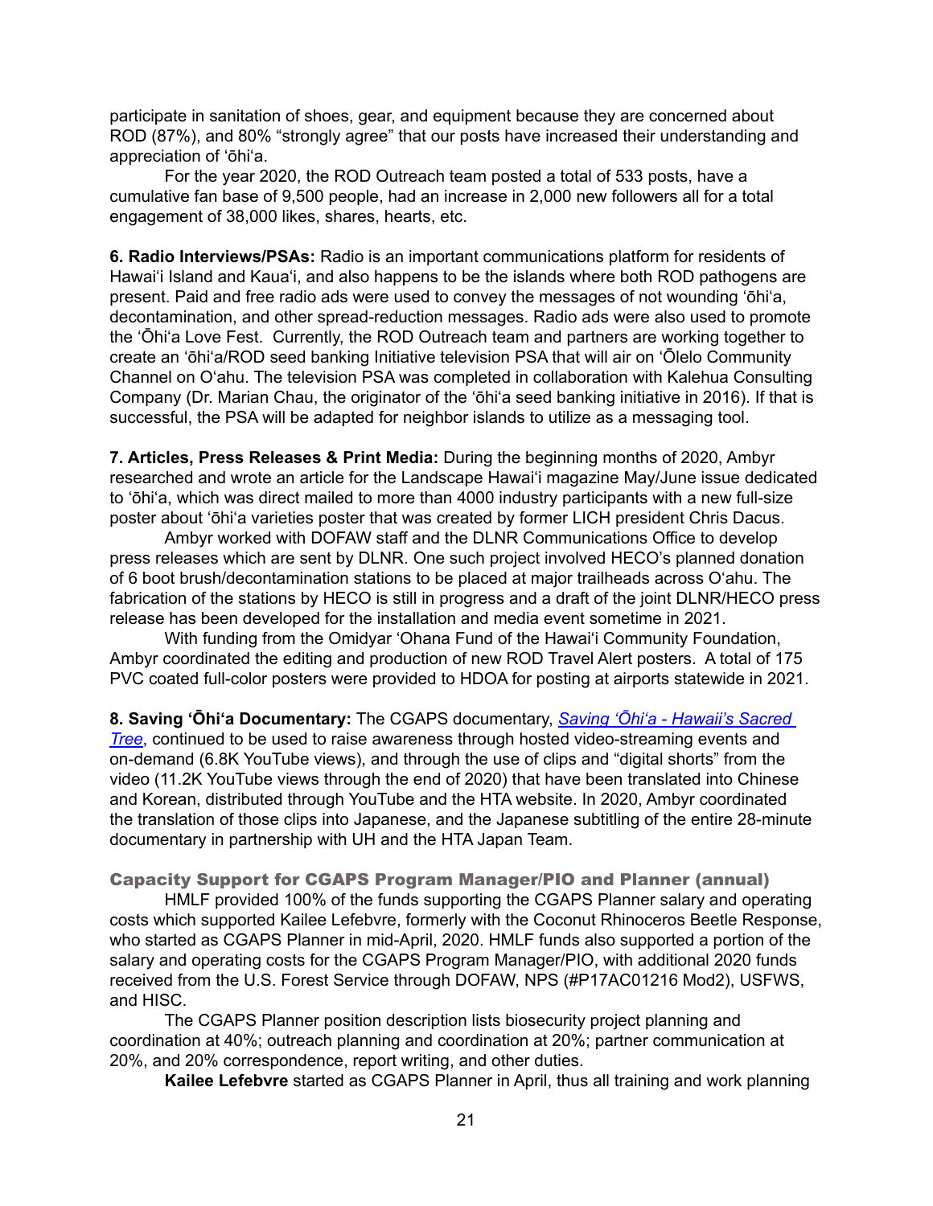participate in sanitation of shoes, gear, and equipment because they are concerned about ROD (87%), and 80% "strongly agree" that our posts have increased their understanding and appreciation of ʻōhiʻa.

For the year 2020, the ROD Outreach team posted a total of 533 posts, have a cumulative fan base of 9,500 people, had an increase in 2,000 new followers all for a total engagement of 38,000 likes, shares, hearts, etc.

**6. Radio Interviews/PSAs:** Radio is an important communications platform for residents of Hawaiʻi Island and Kauaʻi, and also happens to be the islands where both ROD pathogens are present. Paid and free radio ads were used to convey the messages of not wounding ʻōhiʻa, decontamination, and other spread-reduction messages. Radio ads were also used to promote the ʻŌhiʻa Love Fest. Currently, the ROD Outreach team and partners are working together to create an ʻōhiʻa/ROD seed banking Initiative television PSA that will air on ʻŌlelo Community Channel on Oʻahu. The television PSA was completed in collaboration with Kalehua Consulting Company (Dr. Marian Chau, the originator of the ʻōhiʻa seed banking initiative in 2016). If that is successful, the PSA will be adapted for neighbor islands to utilize as a messaging tool.

**7. Articles, Press Releases & Print Media:** During the beginning months of 2020, Ambyr researched and wrote an article for the Landscape Hawaiʻi magazine May/June issue dedicated to ʻōhiʻa, which was direct mailed to more than 4000 industry participants with a new full-size poster about ʻōhiʻa varieties poster that was created by former LICH president Chris Dacus.

Ambyr worked with DOFAW staff and the DLNR Communications Office to develop press releases which are sent by DLNR. One such project involved HECO's planned donation of 6 boot brush/decontamination stations to be placed at major trailheads across Oʻahu. The fabrication of the stations by HECO is still in progress and a draft of the joint DLNR/HECO press release has been developed for the installation and media event sometime in 2021.

With funding from the Omidyar ʻOhana Fund of the Hawaiʻi Community Foundation, Ambyr coordinated the editing and production of new ROD Travel Alert posters. A total of 175 PVC coated full-color posters were provided to HDOA for posting at airports statewide in 2021.

**8. Saving ʻŌhiʻa Documentary:** The CGAPS documentary, *Saving ʻŌhiʻa - Hawaii's Sacred Tree*, continued to be used to raise awareness through hosted video-streaming events and on-demand (6.8K YouTube views), and through the use of clips and "digital shorts" from the video (11.2K YouTube views through the end of 2020) that have been translated into Chinese and Korean, distributed through YouTube and the HTA website. In 2020, Ambyr coordinated the translation of those clips into Japanese, and the Japanese subtitling of the entire 28-minute documentary in partnership with UH and the HTA Japan Team.

### Capacity Support for CGAPS Program Manager/PIO and Planner (annual)

HMLF provided 100% of the funds supporting the CGAPS Planner salary and operating costs which supported Kailee Lefebvre, formerly with the Coconut Rhinoceros Beetle Response, who started as CGAPS Planner in mid-April, 2020. HMLF funds also supported a portion of the salary and operating costs for the CGAPS Program Manager/PIO, with additional 2020 funds received from the U.S. Forest Service through DOFAW, NPS (#P17AC01216 Mod2), USFWS, and HISC.

The CGAPS Planner position description lists biosecurity project planning and coordination at 40%; outreach planning and coordination at 20%; partner communication at 20%, and 20% correspondence, report writing, and other duties.

**Kailee Lefebvre** started as CGAPS Planner in April, thus all training and work planning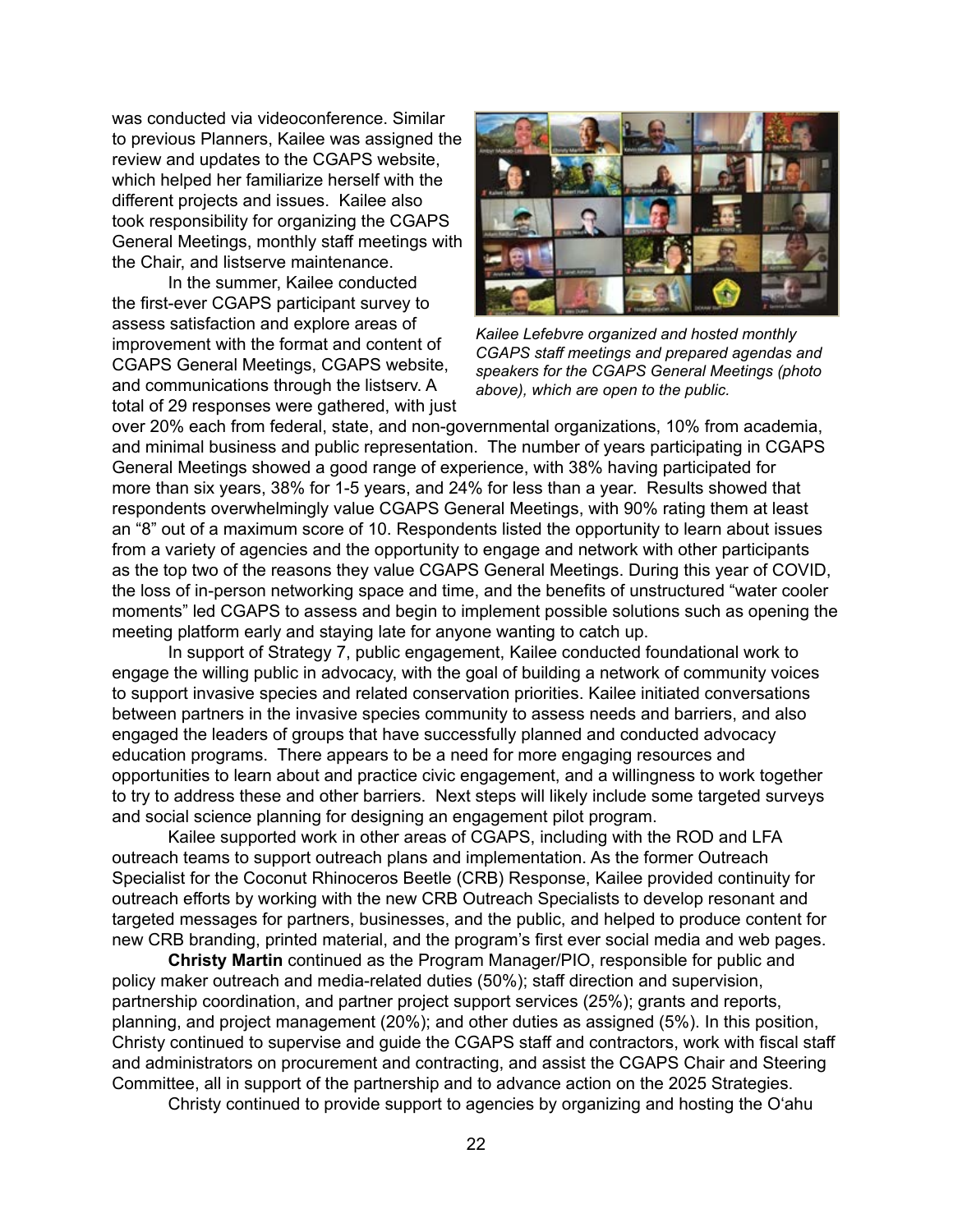was conducted via videoconference. Similar to previous Planners, Kailee was assigned the review and updates to the CGAPS website, which helped her familiarize herself with the different projects and issues. Kailee also took responsibility for organizing the CGAPS General Meetings, monthly staff meetings with the Chair, and listserve maintenance.

In the summer, Kailee conducted the first-ever CGAPS participant survey to assess satisfaction and explore areas of improvement with the format and content of CGAPS General Meetings, CGAPS website, and communications through the listserv. A total of 29 responses were gathered, with just over 20% each from federal, state, and non-governmental organizations, 10% from academia, and minimal business and public representation. The number of years participating in CGAPS General Meetings showed a good range of experience, with 38% having participated for more than six years, 38% for 1-5 years, and 24% for less than a year. Results showed that respondents overwhelmingly value CGAPS General Meetings, with 90% rating them at least an "8" out of a maximum score of 10. Respondents listed the opportunity to learn about issues from a variety of agencies and the opportunity to engage and network with other participants as the top two of the reasons they value CGAPS General Meetings. During this year of COVID, the loss of in-person networking space and time, and the benefits of unstructured "water cooler moments" led CGAPS to assess and begin to implement possible solutions such as opening the meeting platform early and staying late for anyone wanting to catch up.

*Kailee Lefebvre organized and hosted monthly CGAPS staff meetings and prepared agendas and speakers for the CGAPS General Meetings (photo above), which are open to the public.*

In support of Strategy 7, public engagement, Kailee conducted foundational work to engage the willing public in advocacy, with the goal of building a network of community voices to support invasive species and related conservation priorities. Kailee initiated conversations between partners in the invasive species community to assess needs and barriers, and also engaged the leaders of groups that have successfully planned and conducted advocacy education programs. There appears to be a need for more engaging resources and opportunities to learn about and practice civic engagement, and a willingness to work together to try to address these and other barriers. Next steps will likely include some targeted surveys and social science planning for designing an engagement pilot program.

Kailee supported work in other areas of CGAPS, including with the ROD and LFA outreach teams to support outreach plans and implementation. As the former Outreach Specialist for the Coconut Rhinoceros Beetle (CRB) Response, Kailee provided continuity for outreach efforts by working with the new CRB Outreach Specialists to develop resonant and targeted messages for partners, businesses, and the public, and helped to produce content for new CRB branding, printed material, and the program's first ever social media and web pages.

**Christy Martin** continued as the Program Manager/PIO, responsible for public and policy maker outreach and media-related duties (50%); staff direction and supervision, partnership coordination, and partner project support services (25%); grants and reports, planning, and project management (20%); and other duties as assigned (5%). In this position, Christy continued to supervise and guide the CGAPS staff and contractors, work with fiscal staff and administrators on procurement and contracting, and assist the CGAPS Chair and Steering Committee, all in support of the partnership and to advance action on the 2025 Strategies.

Christy continued to provide support to agencies by organizing and hosting the O'ahu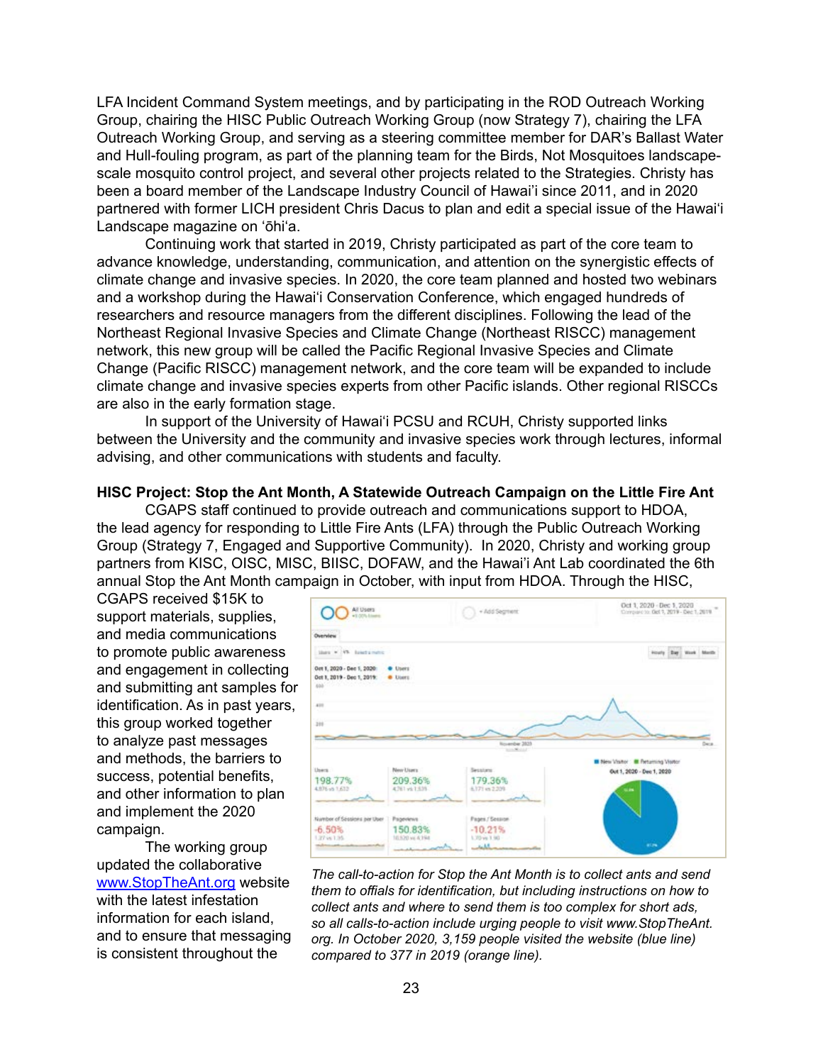LFA Incident Command System meetings, and by participating in the ROD Outreach Working Group, chairing the HISC Public Outreach Working Group (now Strategy 7), chairing the LFA Outreach Working Group, and serving as a steering committee member for DAR's Ballast Water and Hull-fouling program, as part of the planning team for the Birds, Not Mosquitoes landscape-scale mosquito control project, and several other projects related to the Strategies. Christy has been a board member of the Landscape Industry Council of Hawai'i since 2011, and in 2020 partnered with former LICH president Chris Dacus to plan and edit a special issue of the Hawai'i Landscape magazine on 'ōhi'a.

Continuing work that started in 2019, Christy participated as part of the core team to advance knowledge, understanding, communication, and attention on the synergistic effects of climate change and invasive species. In 2020, the core team planned and hosted two webinars and a workshop during the Hawai'i Conservation Conference, which engaged hundreds of researchers and resource managers from the different disciplines. Following the lead of the Northeast Regional Invasive Species and Climate Change (Northeast RISCC) management network, this new group will be called the Pacific Regional Invasive Species and Climate Change (Pacific RISCC) management network, and the core team will be expanded to include climate change and invasive species experts from other Pacific islands. Other regional RISCCs are also in the early formation stage.

In support of the University of Hawai'i PCSU and RCUH, Christy supported links between the University and the community and invasive species work through lectures, informal advising, and other communications with students and faculty.

**HISC Project: Stop the Ant Month, A Statewide Outreach Campaign on the Little Fire Ant**

CGAPS staff continued to provide outreach and communications support to HDOA, the lead agency for responding to Little Fire Ants (LFA) through the Public Outreach Working Group (Strategy 7, Engaged and Supportive Community). In 2020, Christy and working group partners from KISC, OISC, MISC, BIISC, DOFAW, and the Hawai'i Ant Lab coordinated the 6th annual Stop the Ant Month campaign in October, with input from HDOA. Through the HISC, CGAPS received $15K to support materials, supplies, and media communications to promote public awareness and engagement in collecting and submitting ant samples for identification. As in past years, this group worked together to analyze past messages and methods, the barriers to success, potential benefits, and other information to plan and implement the 2020 campaign.

The working group updated the collaborative www.StopTheAnt.org website with the latest infestation information for each island, and to ensure that messaging is consistent throughout the

*The call-to-action for Stop the Ant Month is to collect ants and send them to offials for identification, but including instructions on how to collect ants and where to send them is too complex for short ads, so all calls-to-action include urging people to visit www.StopTheAnt.org. In October 2020, 3,159 people visited the website (blue line) compared to 377 in 2019 (orange line).*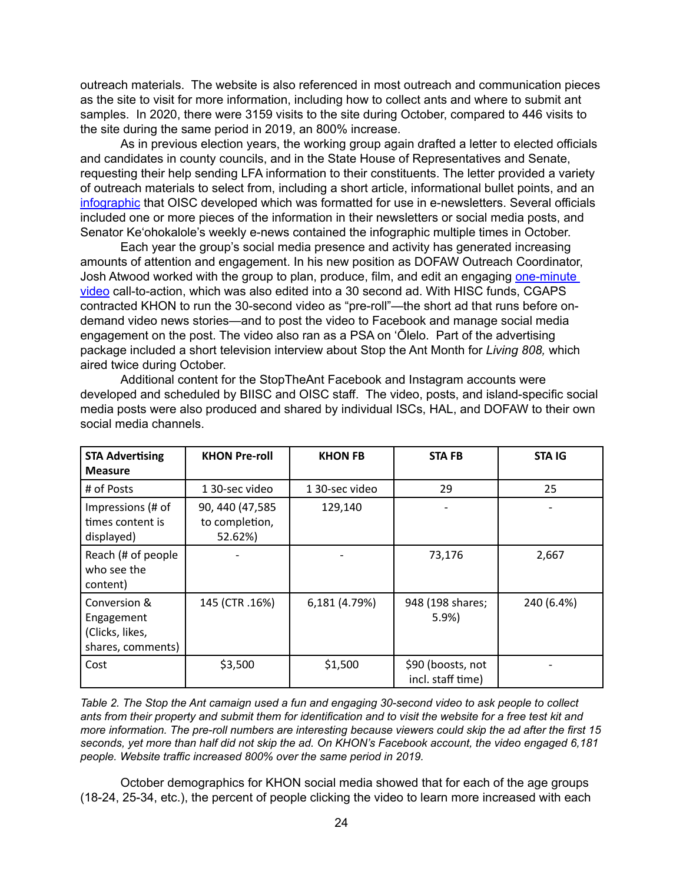outreach materials. The website is also referenced in most outreach and communication pieces as the site to visit for more information, including how to collect ants and where to submit ant samples. In 2020, there were 3159 visits to the site during October, compared to 446 visits to the site during the same period in 2019, an 800% increase.

As in previous election years, the working group again drafted a letter to elected officials and candidates in county councils, and in the State House of Representatives and Senate, requesting their help sending LFA information to their constituents. The letter provided a variety of outreach materials to select from, including a short article, informational bullet points, and an infographic that OISC developed which was formatted for use in e-newsletters. Several officials included one or more pieces of the information in their newsletters or social media posts, and Senator Ke'ohokalole's weekly e-news contained the infographic multiple times in October.

Each year the group's social media presence and activity has generated increasing amounts of attention and engagement. In his new position as DOFAW Outreach Coordinator, Josh Atwood worked with the group to plan, produce, film, and edit an engaging one-minute video call-to-action, which was also edited into a 30 second ad. With HISC funds, CGAPS contracted KHON to run the 30-second video as "pre-roll"—the short ad that runs before on-demand video news stories—and to post the video to Facebook and manage social media engagement on the post. The video also ran as a PSA on 'Ōlelo. Part of the advertising package included a short television interview about Stop the Ant Month for *Living 808,* which aired twice during October.

Additional content for the StopTheAnt Facebook and Instagram accounts were developed and scheduled by BIISC and OISC staff. The video, posts, and island-specific social media posts were also produced and shared by individual ISCs, HAL, and DOFAW to their own social media channels.

| STA Advertising Measure | KHON Pre-roll | KHON FB | STA FB | STA IG |
|---|---|---|---|---|
| # of Posts | 1 30-sec video | 1 30-sec video | 29 | 25 |
| Impressions (# of times content is displayed) | 90, 440 (47,585 to completion, 52.62%) | 129,140 | - | - |
| Reach (# of people who see the content) | - | - | 73,176 | 2,667 |
| Conversion & Engagement (Clicks, likes, shares, comments) | 145 (CTR .16%) | 6,181 (4.79%) | 948 (198 shares; 5.9%) | 240 (6.4%) |
| Cost | $3,500 | $1,500 | $90 (boosts, not incl. staff time) | - |

*Table 2. The Stop the Ant camaign used a fun and engaging 30-second video to ask people to collect ants from their property and submit them for identification and to visit the website for a free test kit and more information. The pre-roll numbers are interesting because viewers could skip the ad after the first 15 seconds, yet more than half did not skip the ad. On KHON's Facebook account, the video engaged 6,181 people. Website traffic increased 800% over the same period in 2019.*

October demographics for KHON social media showed that for each of the age groups (18-24, 25-34, etc.), the percent of people clicking the video to learn more increased with each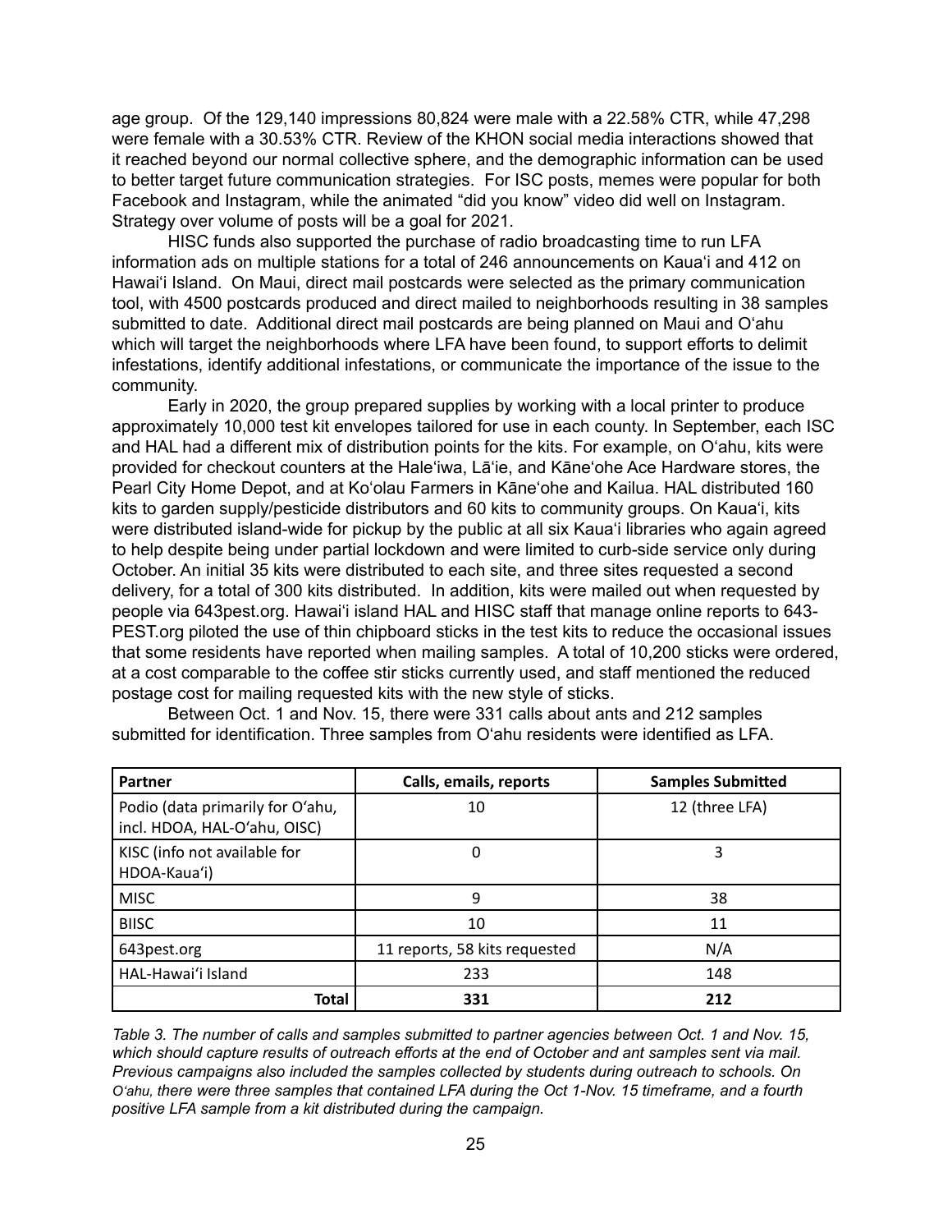age group. Of the 129,140 impressions 80,824 were male with a 22.58% CTR, while 47,298 were female with a 30.53% CTR. Review of the KHON social media interactions showed that it reached beyond our normal collective sphere, and the demographic information can be used to better target future communication strategies. For ISC posts, memes were popular for both Facebook and Instagram, while the animated "did you know" video did well on Instagram. Strategy over volume of posts will be a goal for 2021.

HISC funds also supported the purchase of radio broadcasting time to run LFA information ads on multiple stations for a total of 246 announcements on Kauaʻi and 412 on Hawaiʻi Island. On Maui, direct mail postcards were selected as the primary communication tool, with 4500 postcards produced and direct mailed to neighborhoods resulting in 38 samples submitted to date. Additional direct mail postcards are being planned on Maui and Oʻahu which will target the neighborhoods where LFA have been found, to support efforts to delimit infestations, identify additional infestations, or communicate the importance of the issue to the community.

Early in 2020, the group prepared supplies by working with a local printer to produce approximately 10,000 test kit envelopes tailored for use in each county. In September, each ISC and HAL had a different mix of distribution points for the kits. For example, on Oʻahu, kits were provided for checkout counters at the Haleʻiwa, Lāʻie, and Kāneʻohe Ace Hardware stores, the Pearl City Home Depot, and at Koʻolau Farmers in Kāneʻohe and Kailua. HAL distributed 160 kits to garden supply/pesticide distributors and 60 kits to community groups. On Kauaʻi, kits were distributed island-wide for pickup by the public at all six Kauaʻi libraries who again agreed to help despite being under partial lockdown and were limited to curb-side service only during October. An initial 35 kits were distributed to each site, and three sites requested a second delivery, for a total of 300 kits distributed. In addition, kits were mailed out when requested by people via 643pest.org. Hawaiʻi island HAL and HISC staff that manage online reports to 643-PEST.org piloted the use of thin chipboard sticks in the test kits to reduce the occasional issues that some residents have reported when mailing samples. A total of 10,200 sticks were ordered, at a cost comparable to the coffee stir sticks currently used, and staff mentioned the reduced postage cost for mailing requested kits with the new style of sticks.

Between Oct. 1 and Nov. 15, there were 331 calls about ants and 212 samples submitted for identification. Three samples from Oʻahu residents were identified as LFA.

| Partner | Calls, emails, reports | Samples Submitted |
|---|---|---|
| Podio (data primarily for Oʻahu, incl. HDOA, HAL-Oʻahu, OISC) | 10 | 12 (three LFA) |
| KISC (info not available for HDOA-Kauaʻi) | 0 | 3 |
| MISC | 9 | 38 |
| BIISC | 10 | 11 |
| 643pest.org | 11 reports, 58 kits requested | N/A |
| HAL-Hawaiʻi Island | 233 | 148 |
| **Total** | **331** | **212** |

*Table 3. The number of calls and samples submitted to partner agencies between Oct. 1 and Nov. 15, which should capture results of outreach efforts at the end of October and ant samples sent via mail. Previous campaigns also included the samples collected by students during outreach to schools. On Oʻahu, there were three samples that contained LFA during the Oct 1-Nov. 15 timeframe, and a fourth positive LFA sample from a kit distributed during the campaign.*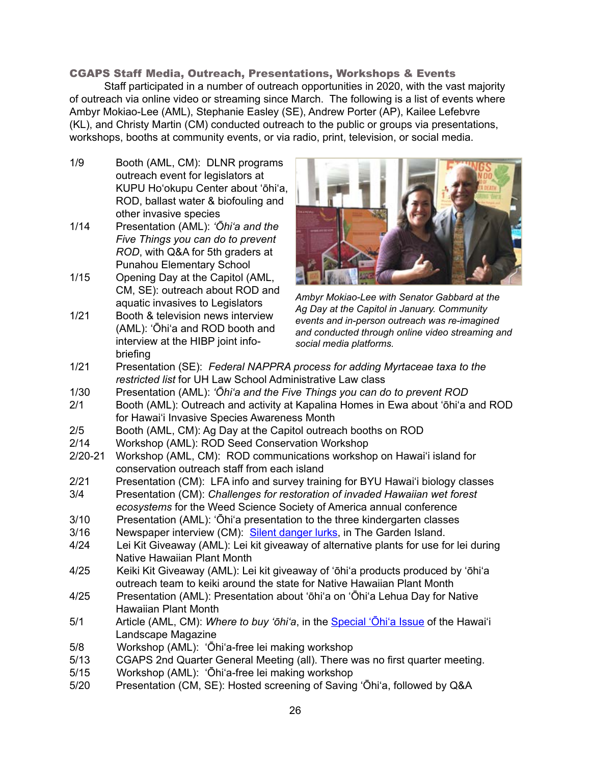### CGAPS Staff Media, Outreach, Presentations, Workshops & Events

Staff participated in a number of outreach opportunities in 2020, with the vast majority of outreach via online video or streaming since March. The following is a list of events where Ambyr Mokiao-Lee (AML), Stephanie Easley (SE), Andrew Porter (AP), Kailee Lefebvre (KL), and Christy Martin (CM) conducted outreach to the public or groups via presentations, workshops, booths at community events, or via radio, print, television, or social media.

*Ambyr Mokiao-Lee with Senator Gabbard at the Ag Day at the Capitol in January. Community events and in-person outreach was re-imagined and conducted through online video streaming and social media platforms.*

- 1/9 Booth (AML, CM): DLNR programs outreach event for legislators at KUPU Hoʻokupu Center about ʻōhiʻa, ROD, ballast water & biofouling and other invasive species
- 1/14 Presentation (AML): *ʻŌhiʻa and the Five Things you can do to prevent ROD*, with Q&A for 5th graders at Punahou Elementary School
- 1/15 Opening Day at the Capitol (AML, CM, SE): outreach about ROD and aquatic invasives to Legislators
- 1/21 Booth & television news interview (AML): ʻŌhiʻa and ROD booth and interview at the HIBP joint info-briefing
- 1/21 Presentation (SE): *Federal NAPPRA process for adding Myrtaceae taxa to the restricted list* for UH Law School Administrative Law class
- 1/30 Presentation (AML): *ʻŌhiʻa and the Five Things you can do to prevent ROD*
- 2/1 Booth (AML): Outreach and activity at Kapalina Homes in Ewa about ʻōhiʻa and ROD for Hawaiʻi Invasive Species Awareness Month
- 2/5 Booth (AML, CM): Ag Day at the Capitol outreach booths on ROD
- 2/14 Workshop (AML): ROD Seed Conservation Workshop
- 2/20-21 Workshop (AML, CM): ROD communications workshop on Hawaiʻi island for conservation outreach staff from each island
- 2/21 Presentation (CM): LFA info and survey training for BYU Hawaiʻi biology classes
- 3/4 Presentation (CM): *Challenges for restoration of invaded Hawaiian wet forest ecosystems* for the Weed Science Society of America annual conference
- 3/10 Presentation (AML): ʻŌhiʻa presentation to the three kindergarten classes
- 3/16 Newspaper interview (CM): [Silent danger lurks](), in The Garden Island.
- 4/24 Lei Kit Giveaway (AML): Lei kit giveaway of alternative plants for use for lei during Native Hawaiian Plant Month
- 4/25 Keiki Kit Giveaway (AML): Lei kit giveaway of ʻōhiʻa products produced by ʻōhiʻa outreach team to keiki around the state for Native Hawaiian Plant Month
- 4/25 Presentation (AML): Presentation about ʻōhiʻa on ʻŌhiʻa Lehua Day for Native Hawaiian Plant Month
- 5/1 Article (AML, CM): *Where to buy ʻōhiʻa*, in the [Special ʻŌhiʻa Issue]() of the Hawaiʻi Landscape Magazine
- 5/8 Workshop (AML): ʻŌhiʻa-free lei making workshop
- 5/13 CGAPS 2nd Quarter General Meeting (all). There was no first quarter meeting.
- 5/15 Workshop (AML): ʻŌhiʻa-free lei making workshop
- 5/20 Presentation (CM, SE): Hosted screening of Saving ʻŌhiʻa, followed by Q&A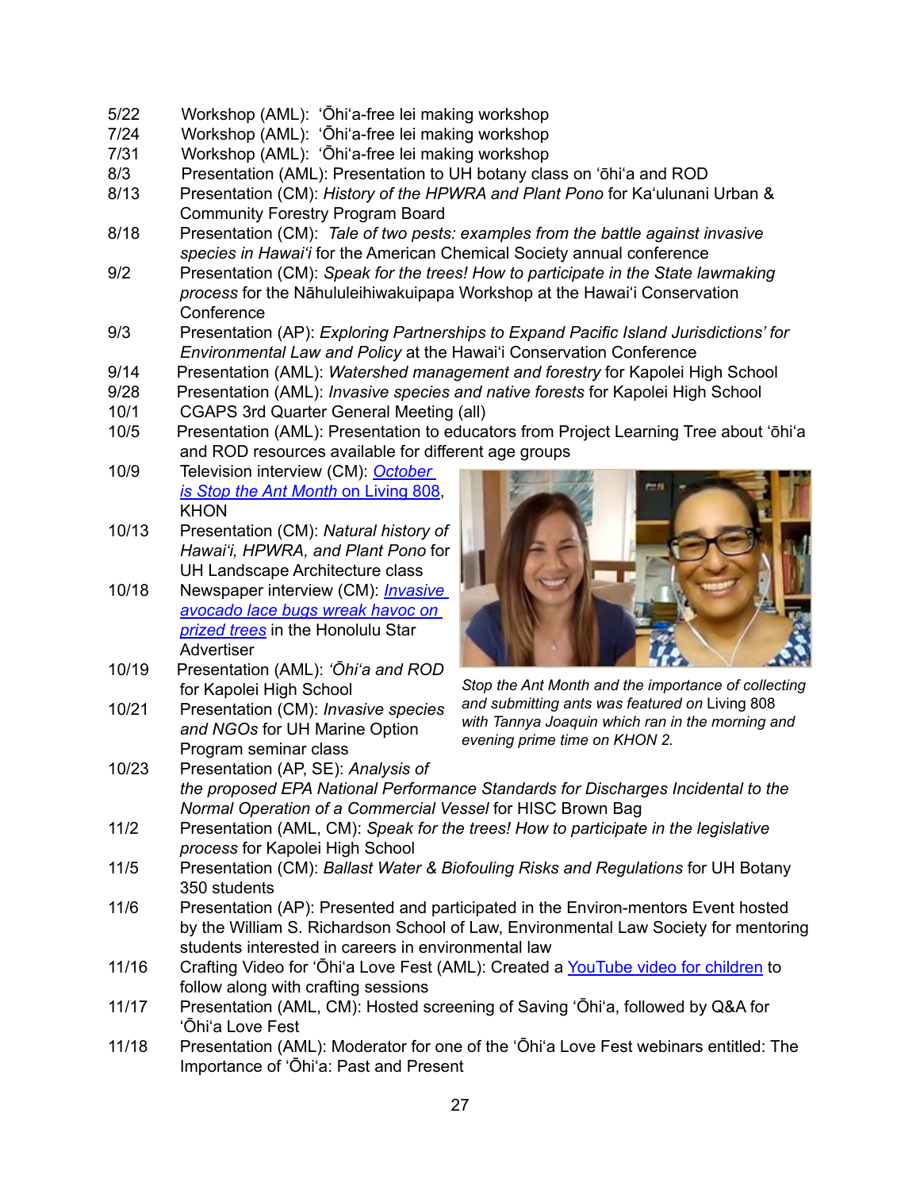5/22 Workshop (AML): ʻŌhiʻa-free lei making workshop

7/24 Workshop (AML): ʻŌhiʻa-free lei making workshop

7/31 Workshop (AML): ʻŌhiʻa-free lei making workshop

8/3 Presentation (AML): Presentation to UH botany class on ʻōhiʻa and ROD

8/13 Presentation (CM): *History of the HPWRA and Plant Pono* for Kaʻulunani Urban & Community Forestry Program Board

8/18 Presentation (CM): *Tale of two pests: examples from the battle against invasive species in Hawaiʻi* for the American Chemical Society annual conference

9/2 Presentation (CM): *Speak for the trees! How to participate in the State lawmaking process* for the Nāhululeihiwakuipapa Workshop at the Hawaiʻi Conservation Conference

9/3 Presentation (AP): *Exploring Partnerships to Expand Pacific Island Jurisdictions' for Environmental Law and Policy* at the Hawaiʻi Conservation Conference

9/14 Presentation (AML): *Watershed management and forestry* for Kapolei High School

9/28 Presentation (AML): *Invasive species and native forests* for Kapolei High School

10/1 CGAPS 3rd Quarter General Meeting (all)

10/5 Presentation (AML): Presentation to educators from Project Learning Tree about ʻōhiʻa and ROD resources available for different age groups

10/9 Television interview (CM): [October is Stop the Ant Month on Living 808](), KHON

10/13 Presentation (CM): *Natural history of Hawaiʻi, HPWRA, and Plant Pono* for UH Landscape Architecture class

10/18 Newspaper interview (CM): [*Invasive avocado lace bugs wreak havoc on prized trees*]() in the Honolulu Star Advertiser

10/19 Presentation (AML): *ʻŌhiʻa and ROD* for Kapolei High School

10/21 Presentation (CM): *Invasive species and NGOs* for UH Marine Option Program seminar class

*Stop the Ant Month and the importance of collecting and submitting ants was featured on* Living 808 *with Tannya Joaquin which ran in the morning and evening prime time on KHON 2.*

10/23 Presentation (AP, SE): *Analysis of the proposed EPA National Performance Standards for Discharges Incidental to the Normal Operation of a Commercial Vessel* for HISC Brown Bag

11/2 Presentation (AML, CM): *Speak for the trees! How to participate in the legislative process* for Kapolei High School

11/5 Presentation (CM): *Ballast Water & Biofouling Risks and Regulations* for UH Botany 350 students

11/6 Presentation (AP): Presented and participated in the Environ-mentors Event hosted by the William S. Richardson School of Law, Environmental Law Society for mentoring students interested in careers in environmental law

11/16 Crafting Video for ʻŌhiʻa Love Fest (AML): Created a [YouTube video for children]() to follow along with crafting sessions

11/17 Presentation (AML, CM): Hosted screening of Saving ʻŌhiʻa, followed by Q&A for ʻŌhiʻa Love Fest

11/18 Presentation (AML): Moderator for one of the ʻŌhiʻa Love Fest webinars entitled: The Importance of ʻŌhiʻa: Past and Present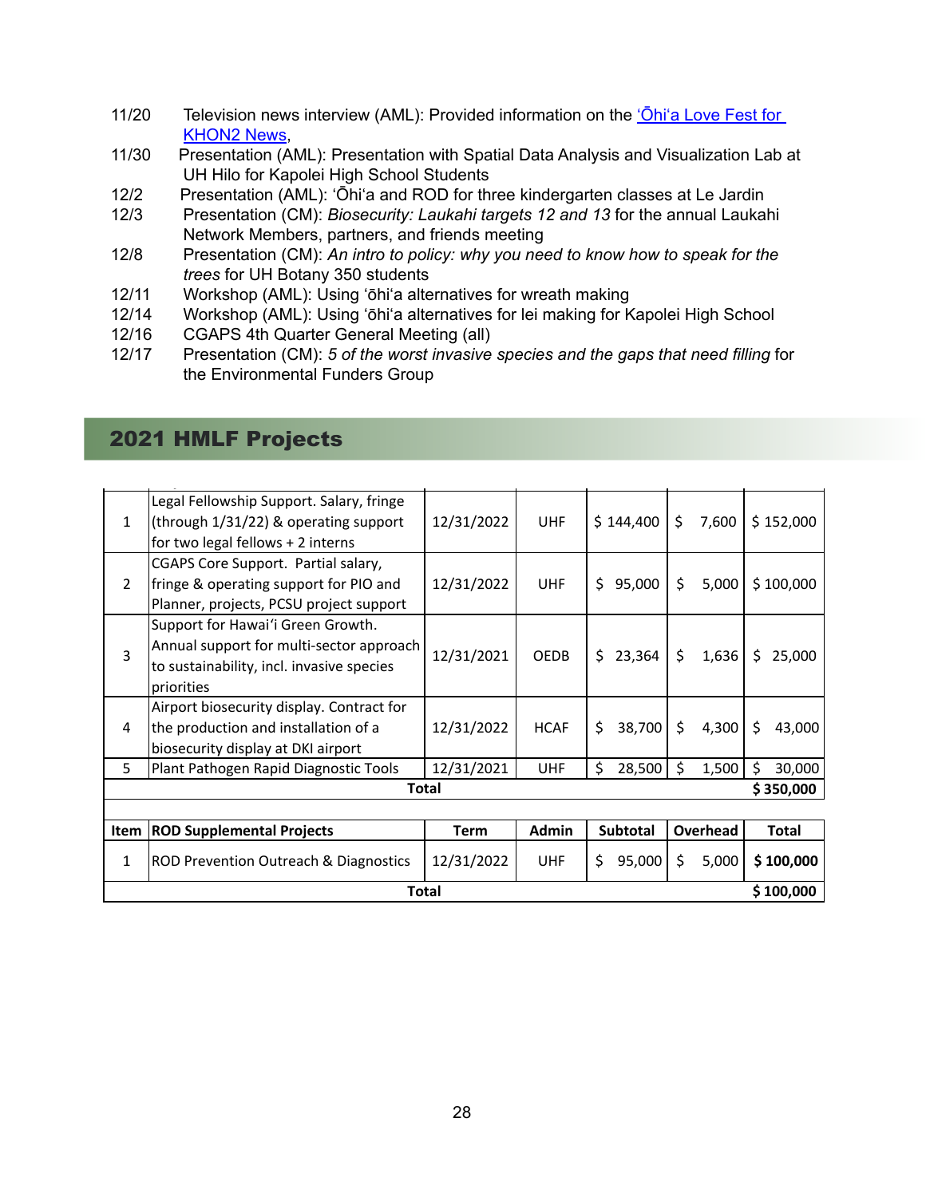11/20 Television news interview (AML): Provided information on the [‘Ōhi‘a Love Fest for KHON2 News](),

11/30 Presentation (AML): Presentation with Spatial Data Analysis and Visualization Lab at UH Hilo for Kapolei High School Students

12/2 Presentation (AML): ‘Ōhi‘a and ROD for three kindergarten classes at Le Jardin

12/3 Presentation (CM): *Biosecurity: Laukahi targets 12 and 13* for the annual Laukahi Network Members, partners, and friends meeting

12/8 Presentation (CM): *An intro to policy: why you need to know how to speak for the trees* for UH Botany 350 students

12/11 Workshop (AML): Using ‘ōhi‘a alternatives for wreath making

12/14 Workshop (AML): Using ‘ōhi‘a alternatives for lei making for Kapolei High School

12/16 CGAPS 4th Quarter General Meeting (all)

12/17 Presentation (CM): *5 of the worst invasive species and the gaps that need filling* for the Environmental Funders Group

## 2021 HMLF Projects

| | | | | | | |
|---|---|---|---|---|---|---|
| 1 | Legal Fellowship Support. Salary, fringe (through 1/31/22) & operating support for two legal fellows + 2 interns | 12/31/2022 | UHF | $ 144,400 | $ 7,600 | $ 152,000 |
| 2 | CGAPS Core Support. Partial salary, fringe & operating support for PIO and Planner, projects, PCSU project support | 12/31/2022 | UHF | $ 95,000 | $ 5,000 | $ 100,000 |
| 3 | Support for Hawai‘i Green Growth. Annual support for multi-sector approach to sustainability, incl. invasive species priorities | 12/31/2021 | OEDB | $ 23,364 | $ 1,636 | $ 25,000 |
| 4 | Airport biosecurity display. Contract for the production and installation of a biosecurity display at DKI airport | 12/31/2022 | HCAF | $ 38,700 | $ 4,300 | $ 43,000 |
| 5 | Plant Pathogen Rapid Diagnostic Tools | 12/31/2021 | UHF | $ 28,500 | $ 1,500 | $ 30,000 |
| | **Total** | | | | | **$ 350,000** |

| **Item** | **ROD Supplemental Projects** | **Term** | **Admin** | **Subtotal** | **Overhead** | **Total** |
|---|---|---|---|---|---|---|
| 1 | ROD Prevention Outreach & Diagnostics | 12/31/2022 | UHF | $ 95,000 | $ 5,000 | **$ 100,000** |
| | **Total** | | | | | **$ 100,000** |